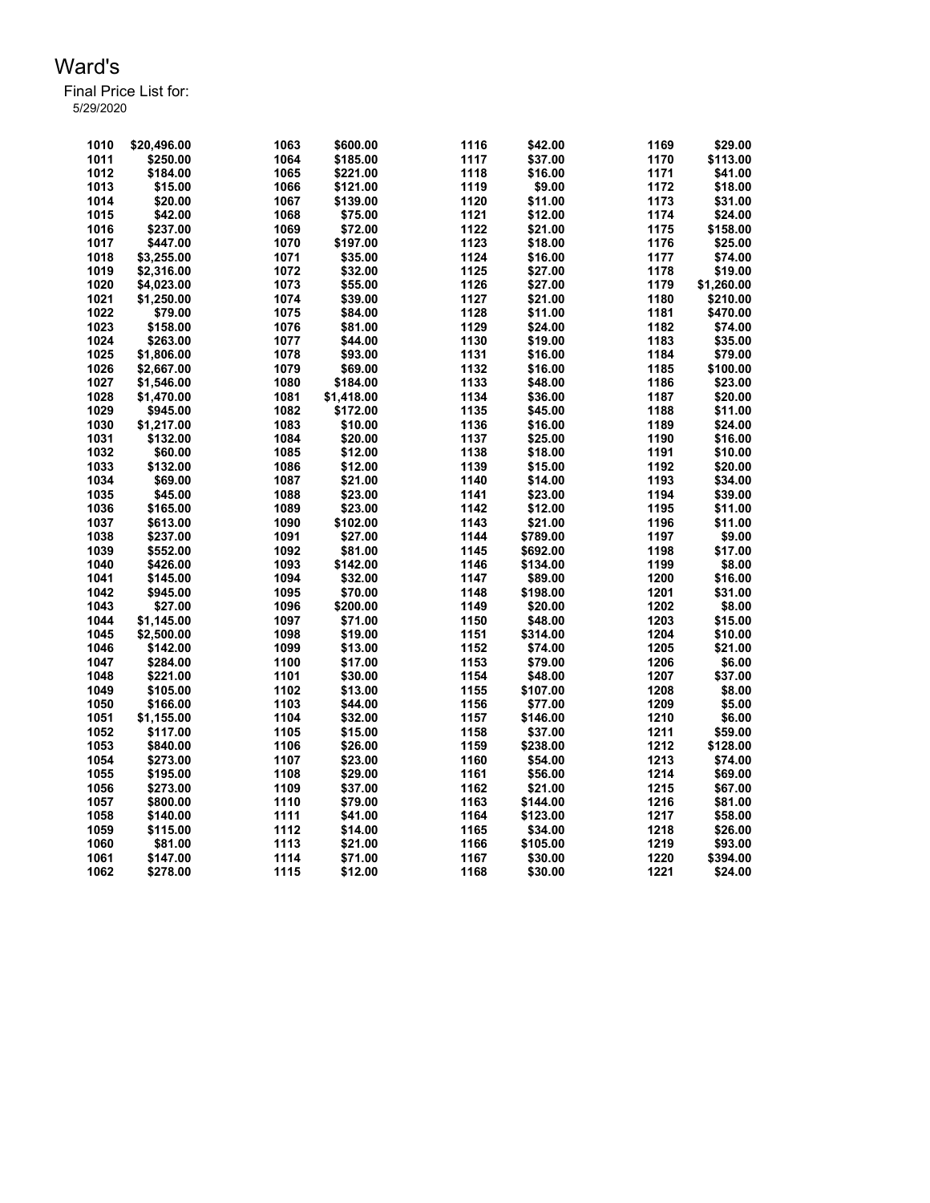# Ward's

Final Price List for:
5/29/2020

| | | | | | | | |
|---|---|---|---|---|---|---|---|
| 1010 | $20,496.00 | 1063 | $600.00 | 1116 | $42.00 | 1169 | $29.00 |
| 1011 | $250.00 | 1064 | $185.00 | 1117 | $37.00 | 1170 | $113.00 |
| 1012 | $184.00 | 1065 | $221.00 | 1118 | $16.00 | 1171 | $41.00 |
| 1013 | $15.00 | 1066 | $121.00 | 1119 | $9.00 | 1172 | $18.00 |
| 1014 | $20.00 | 1067 | $139.00 | 1120 | $11.00 | 1173 | $31.00 |
| 1015 | $42.00 | 1068 | $75.00 | 1121 | $12.00 | 1174 | $24.00 |
| 1016 | $237.00 | 1069 | $72.00 | 1122 | $21.00 | 1175 | $158.00 |
| 1017 | $447.00 | 1070 | $197.00 | 1123 | $18.00 | 1176 | $25.00 |
| 1018 | $3,255.00 | 1071 | $35.00 | 1124 | $16.00 | 1177 | $74.00 |
| 1019 | $2,316.00 | 1072 | $32.00 | 1125 | $27.00 | 1178 | $19.00 |
| 1020 | $4,023.00 | 1073 | $55.00 | 1126 | $27.00 | 1179 | $1,260.00 |
| 1021 | $1,250.00 | 1074 | $39.00 | 1127 | $21.00 | 1180 | $210.00 |
| 1022 | $79.00 | 1075 | $84.00 | 1128 | $11.00 | 1181 | $470.00 |
| 1023 | $158.00 | 1076 | $81.00 | 1129 | $24.00 | 1182 | $74.00 |
| 1024 | $263.00 | 1077 | $44.00 | 1130 | $19.00 | 1183 | $35.00 |
| 1025 | $1,806.00 | 1078 | $93.00 | 1131 | $16.00 | 1184 | $79.00 |
| 1026 | $2,667.00 | 1079 | $69.00 | 1132 | $16.00 | 1185 | $100.00 |
| 1027 | $1,546.00 | 1080 | $184.00 | 1133 | $48.00 | 1186 | $23.00 |
| 1028 | $1,470.00 | 1081 | $1,418.00 | 1134 | $36.00 | 1187 | $20.00 |
| 1029 | $945.00 | 1082 | $172.00 | 1135 | $45.00 | 1188 | $11.00 |
| 1030 | $1,217.00 | 1083 | $10.00 | 1136 | $16.00 | 1189 | $24.00 |
| 1031 | $132.00 | 1084 | $20.00 | 1137 | $25.00 | 1190 | $16.00 |
| 1032 | $60.00 | 1085 | $12.00 | 1138 | $18.00 | 1191 | $10.00 |
| 1033 | $132.00 | 1086 | $12.00 | 1139 | $15.00 | 1192 | $20.00 |
| 1034 | $69.00 | 1087 | $21.00 | 1140 | $14.00 | 1193 | $34.00 |
| 1035 | $45.00 | 1088 | $23.00 | 1141 | $23.00 | 1194 | $39.00 |
| 1036 | $165.00 | 1089 | $23.00 | 1142 | $12.00 | 1195 | $11.00 |
| 1037 | $613.00 | 1090 | $102.00 | 1143 | $21.00 | 1196 | $11.00 |
| 1038 | $237.00 | 1091 | $27.00 | 1144 | $789.00 | 1197 | $9.00 |
| 1039 | $552.00 | 1092 | $81.00 | 1145 | $692.00 | 1198 | $17.00 |
| 1040 | $426.00 | 1093 | $142.00 | 1146 | $134.00 | 1199 | $8.00 |
| 1041 | $145.00 | 1094 | $32.00 | 1147 | $89.00 | 1200 | $16.00 |
| 1042 | $945.00 | 1095 | $70.00 | 1148 | $198.00 | 1201 | $31.00 |
| 1043 | $27.00 | 1096 | $200.00 | 1149 | $20.00 | 1202 | $8.00 |
| 1044 | $1,145.00 | 1097 | $71.00 | 1150 | $48.00 | 1203 | $15.00 |
| 1045 | $2,500.00 | 1098 | $19.00 | 1151 | $314.00 | 1204 | $10.00 |
| 1046 | $142.00 | 1099 | $13.00 | 1152 | $74.00 | 1205 | $21.00 |
| 1047 | $284.00 | 1100 | $17.00 | 1153 | $79.00 | 1206 | $6.00 |
| 1048 | $221.00 | 1101 | $30.00 | 1154 | $48.00 | 1207 | $37.00 |
| 1049 | $105.00 | 1102 | $13.00 | 1155 | $107.00 | 1208 | $8.00 |
| 1050 | $166.00 | 1103 | $44.00 | 1156 | $77.00 | 1209 | $5.00 |
| 1051 | $1,155.00 | 1104 | $32.00 | 1157 | $146.00 | 1210 | $6.00 |
| 1052 | $117.00 | 1105 | $15.00 | 1158 | $37.00 | 1211 | $59.00 |
| 1053 | $840.00 | 1106 | $26.00 | 1159 | $238.00 | 1212 | $128.00 |
| 1054 | $273.00 | 1107 | $23.00 | 1160 | $54.00 | 1213 | $74.00 |
| 1055 | $195.00 | 1108 | $29.00 | 1161 | $56.00 | 1214 | $69.00 |
| 1056 | $273.00 | 1109 | $37.00 | 1162 | $21.00 | 1215 | $67.00 |
| 1057 | $800.00 | 1110 | $79.00 | 1163 | $144.00 | 1216 | $81.00 |
| 1058 | $140.00 | 1111 | $41.00 | 1164 | $123.00 | 1217 | $58.00 |
| 1059 | $115.00 | 1112 | $14.00 | 1165 | $34.00 | 1218 | $26.00 |
| 1060 | $81.00 | 1113 | $21.00 | 1166 | $105.00 | 1219 | $93.00 |
| 1061 | $147.00 | 1114 | $71.00 | 1167 | $30.00 | 1220 | $394.00 |
| 1062 | $278.00 | 1115 | $12.00 | 1168 | $30.00 | 1221 | $24.00 |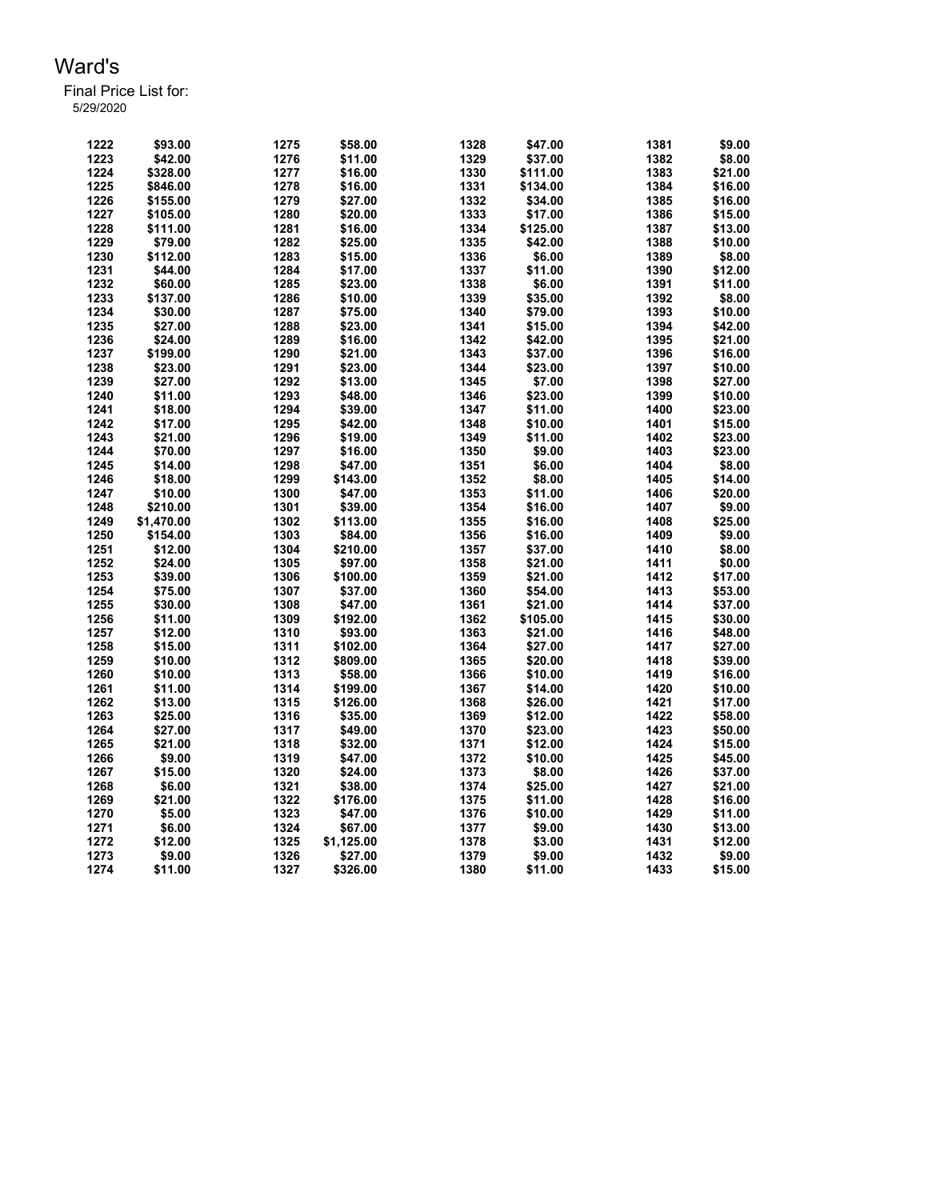# Ward's

Final Price List for:
5/29/2020

| | | | | | | | |
|---|---|---|---|---|---|---|---|
| 1222 | $93.00 | 1275 | $58.00 | 1328 | $47.00 | 1381 | $9.00 |
| 1223 | $42.00 | 1276 | $11.00 | 1329 | $37.00 | 1382 | $8.00 |
| 1224 | $328.00 | 1277 | $16.00 | 1330 | $111.00 | 1383 | $21.00 |
| 1225 | $846.00 | 1278 | $16.00 | 1331 | $134.00 | 1384 | $16.00 |
| 1226 | $155.00 | 1279 | $27.00 | 1332 | $34.00 | 1385 | $16.00 |
| 1227 | $105.00 | 1280 | $20.00 | 1333 | $17.00 | 1386 | $15.00 |
| 1228 | $111.00 | 1281 | $16.00 | 1334 | $125.00 | 1387 | $13.00 |
| 1229 | $79.00 | 1282 | $25.00 | 1335 | $42.00 | 1388 | $10.00 |
| 1230 | $112.00 | 1283 | $15.00 | 1336 | $6.00 | 1389 | $8.00 |
| 1231 | $44.00 | 1284 | $17.00 | 1337 | $11.00 | 1390 | $12.00 |
| 1232 | $60.00 | 1285 | $23.00 | 1338 | $6.00 | 1391 | $11.00 |
| 1233 | $137.00 | 1286 | $10.00 | 1339 | $35.00 | 1392 | $8.00 |
| 1234 | $30.00 | 1287 | $75.00 | 1340 | $79.00 | 1393 | $10.00 |
| 1235 | $27.00 | 1288 | $23.00 | 1341 | $15.00 | 1394 | $42.00 |
| 1236 | $24.00 | 1289 | $16.00 | 1342 | $42.00 | 1395 | $21.00 |
| 1237 | $199.00 | 1290 | $21.00 | 1343 | $37.00 | 1396 | $16.00 |
| 1238 | $23.00 | 1291 | $23.00 | 1344 | $23.00 | 1397 | $10.00 |
| 1239 | $27.00 | 1292 | $13.00 | 1345 | $7.00 | 1398 | $27.00 |
| 1240 | $11.00 | 1293 | $48.00 | 1346 | $23.00 | 1399 | $10.00 |
| 1241 | $18.00 | 1294 | $39.00 | 1347 | $11.00 | 1400 | $23.00 |
| 1242 | $17.00 | 1295 | $42.00 | 1348 | $10.00 | 1401 | $15.00 |
| 1243 | $21.00 | 1296 | $19.00 | 1349 | $11.00 | 1402 | $23.00 |
| 1244 | $70.00 | 1297 | $16.00 | 1350 | $9.00 | 1403 | $23.00 |
| 1245 | $14.00 | 1298 | $47.00 | 1351 | $6.00 | 1404 | $8.00 |
| 1246 | $18.00 | 1299 | $143.00 | 1352 | $8.00 | 1405 | $14.00 |
| 1247 | $10.00 | 1300 | $47.00 | 1353 | $11.00 | 1406 | $20.00 |
| 1248 | $210.00 | 1301 | $39.00 | 1354 | $16.00 | 1407 | $9.00 |
| 1249 | $1,470.00 | 1302 | $113.00 | 1355 | $16.00 | 1408 | $25.00 |
| 1250 | $154.00 | 1303 | $84.00 | 1356 | $16.00 | 1409 | $9.00 |
| 1251 | $12.00 | 1304 | $210.00 | 1357 | $37.00 | 1410 | $8.00 |
| 1252 | $24.00 | 1305 | $97.00 | 1358 | $21.00 | 1411 | $0.00 |
| 1253 | $39.00 | 1306 | $100.00 | 1359 | $21.00 | 1412 | $17.00 |
| 1254 | $75.00 | 1307 | $37.00 | 1360 | $54.00 | 1413 | $53.00 |
| 1255 | $30.00 | 1308 | $47.00 | 1361 | $21.00 | 1414 | $37.00 |
| 1256 | $11.00 | 1309 | $192.00 | 1362 | $105.00 | 1415 | $30.00 |
| 1257 | $12.00 | 1310 | $93.00 | 1363 | $21.00 | 1416 | $48.00 |
| 1258 | $15.00 | 1311 | $102.00 | 1364 | $27.00 | 1417 | $27.00 |
| 1259 | $10.00 | 1312 | $809.00 | 1365 | $20.00 | 1418 | $39.00 |
| 1260 | $10.00 | 1313 | $58.00 | 1366 | $10.00 | 1419 | $16.00 |
| 1261 | $11.00 | 1314 | $199.00 | 1367 | $14.00 | 1420 | $10.00 |
| 1262 | $13.00 | 1315 | $126.00 | 1368 | $26.00 | 1421 | $17.00 |
| 1263 | $25.00 | 1316 | $35.00 | 1369 | $12.00 | 1422 | $58.00 |
| 1264 | $27.00 | 1317 | $49.00 | 1370 | $23.00 | 1423 | $50.00 |
| 1265 | $21.00 | 1318 | $32.00 | 1371 | $12.00 | 1424 | $15.00 |
| 1266 | $9.00 | 1319 | $47.00 | 1372 | $10.00 | 1425 | $45.00 |
| 1267 | $15.00 | 1320 | $24.00 | 1373 | $8.00 | 1426 | $37.00 |
| 1268 | $6.00 | 1321 | $38.00 | 1374 | $25.00 | 1427 | $21.00 |
| 1269 | $21.00 | 1322 | $176.00 | 1375 | $11.00 | 1428 | $16.00 |
| 1270 | $5.00 | 1323 | $47.00 | 1376 | $10.00 | 1429 | $11.00 |
| 1271 | $6.00 | 1324 | $67.00 | 1377 | $9.00 | 1430 | $13.00 |
| 1272 | $12.00 | 1325 | $1,125.00 | 1378 | $3.00 | 1431 | $12.00 |
| 1273 | $9.00 | 1326 | $27.00 | 1379 | $9.00 | 1432 | $9.00 |
| 1274 | $11.00 | 1327 | $326.00 | 1380 | $11.00 | 1433 | $15.00 |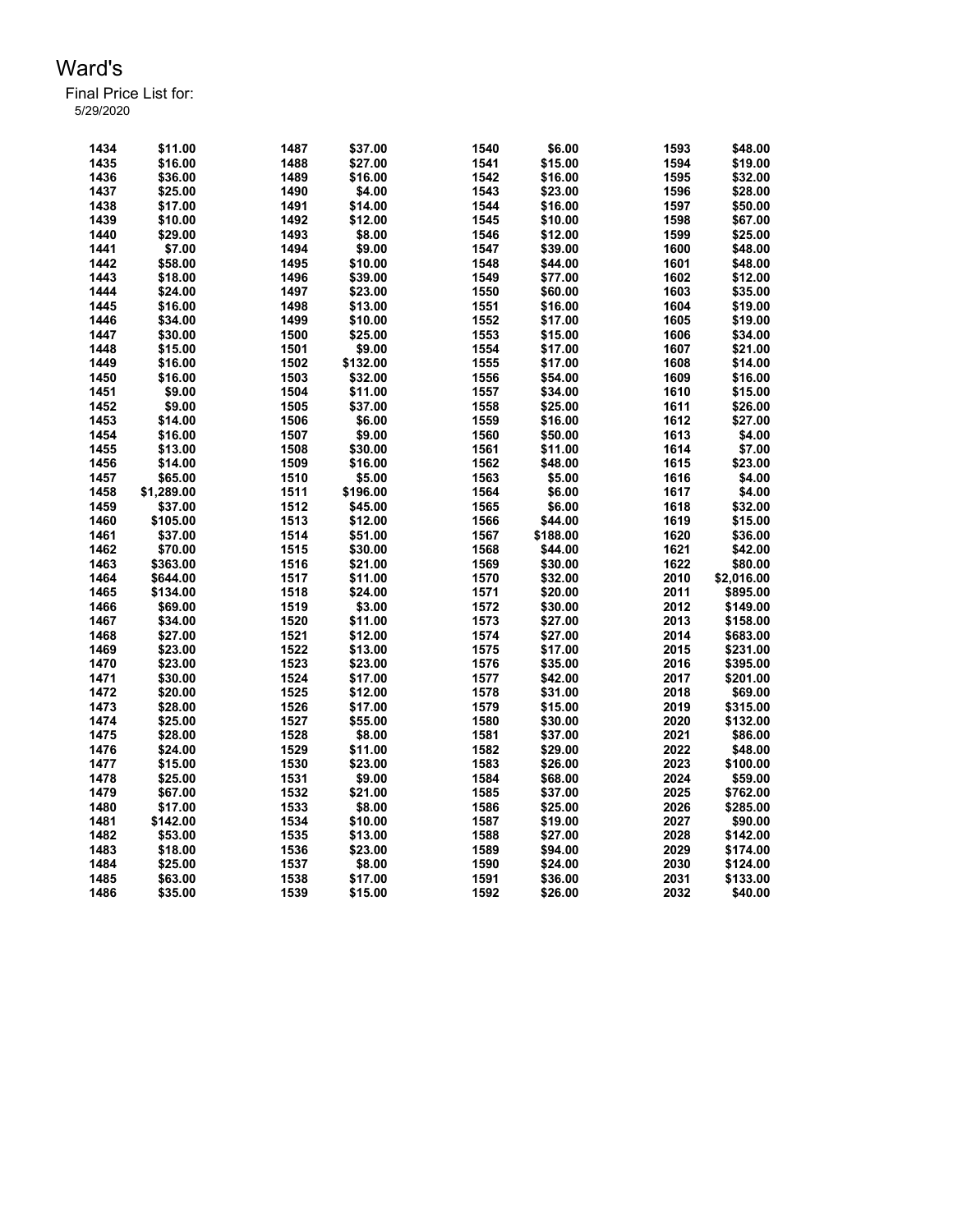# Ward's

Final Price List for:
5/29/2020

| Lot | Price | Lot | Price | Lot | Price | Lot | Price |
|---|---|---|---|---|---|---|---|
| 1434 | $11.00 | 1487 | $37.00 | 1540 | $6.00 | 1593 | $48.00 |
| 1435 | $16.00 | 1488 | $27.00 | 1541 | $15.00 | 1594 | $19.00 |
| 1436 | $36.00 | 1489 | $16.00 | 1542 | $16.00 | 1595 | $32.00 |
| 1437 | $25.00 | 1490 | $4.00 | 1543 | $23.00 | 1596 | $28.00 |
| 1438 | $17.00 | 1491 | $14.00 | 1544 | $16.00 | 1597 | $50.00 |
| 1439 | $10.00 | 1492 | $12.00 | 1545 | $10.00 | 1598 | $67.00 |
| 1440 | $29.00 | 1493 | $8.00 | 1546 | $12.00 | 1599 | $25.00 |
| 1441 | $7.00 | 1494 | $9.00 | 1547 | $39.00 | 1600 | $48.00 |
| 1442 | $58.00 | 1495 | $10.00 | 1548 | $44.00 | 1601 | $48.00 |
| 1443 | $18.00 | 1496 | $39.00 | 1549 | $77.00 | 1602 | $12.00 |
| 1444 | $24.00 | 1497 | $23.00 | 1550 | $60.00 | 1603 | $35.00 |
| 1445 | $16.00 | 1498 | $13.00 | 1551 | $16.00 | 1604 | $19.00 |
| 1446 | $34.00 | 1499 | $10.00 | 1552 | $17.00 | 1605 | $19.00 |
| 1447 | $30.00 | 1500 | $25.00 | 1553 | $15.00 | 1606 | $34.00 |
| 1448 | $15.00 | 1501 | $9.00 | 1554 | $17.00 | 1607 | $21.00 |
| 1449 | $16.00 | 1502 | $132.00 | 1555 | $17.00 | 1608 | $14.00 |
| 1450 | $16.00 | 1503 | $32.00 | 1556 | $54.00 | 1609 | $16.00 |
| 1451 | $9.00 | 1504 | $11.00 | 1557 | $34.00 | 1610 | $15.00 |
| 1452 | $9.00 | 1505 | $37.00 | 1558 | $25.00 | 1611 | $26.00 |
| 1453 | $14.00 | 1506 | $6.00 | 1559 | $16.00 | 1612 | $27.00 |
| 1454 | $16.00 | 1507 | $9.00 | 1560 | $50.00 | 1613 | $4.00 |
| 1455 | $13.00 | 1508 | $30.00 | 1561 | $11.00 | 1614 | $7.00 |
| 1456 | $14.00 | 1509 | $16.00 | 1562 | $48.00 | 1615 | $23.00 |
| 1457 | $65.00 | 1510 | $5.00 | 1563 | $5.00 | 1616 | $4.00 |
| 1458 | $1,289.00 | 1511 | $196.00 | 1564 | $6.00 | 1617 | $4.00 |
| 1459 | $37.00 | 1512 | $45.00 | 1565 | $6.00 | 1618 | $32.00 |
| 1460 | $105.00 | 1513 | $12.00 | 1566 | $44.00 | 1619 | $15.00 |
| 1461 | $37.00 | 1514 | $51.00 | 1567 | $188.00 | 1620 | $36.00 |
| 1462 | $70.00 | 1515 | $30.00 | 1568 | $44.00 | 1621 | $42.00 |
| 1463 | $363.00 | 1516 | $21.00 | 1569 | $30.00 | 1622 | $80.00 |
| 1464 | $644.00 | 1517 | $11.00 | 1570 | $32.00 | 2010 | $2,016.00 |
| 1465 | $134.00 | 1518 | $24.00 | 1571 | $20.00 | 2011 | $895.00 |
| 1466 | $69.00 | 1519 | $3.00 | 1572 | $30.00 | 2012 | $149.00 |
| 1467 | $34.00 | 1520 | $11.00 | 1573 | $27.00 | 2013 | $158.00 |
| 1468 | $27.00 | 1521 | $12.00 | 1574 | $27.00 | 2014 | $683.00 |
| 1469 | $23.00 | 1522 | $13.00 | 1575 | $17.00 | 2015 | $231.00 |
| 1470 | $23.00 | 1523 | $23.00 | 1576 | $35.00 | 2016 | $395.00 |
| 1471 | $30.00 | 1524 | $17.00 | 1577 | $42.00 | 2017 | $201.00 |
| 1472 | $20.00 | 1525 | $12.00 | 1578 | $31.00 | 2018 | $69.00 |
| 1473 | $28.00 | 1526 | $17.00 | 1579 | $15.00 | 2019 | $315.00 |
| 1474 | $25.00 | 1527 | $55.00 | 1580 | $30.00 | 2020 | $132.00 |
| 1475 | $28.00 | 1528 | $8.00 | 1581 | $37.00 | 2021 | $86.00 |
| 1476 | $24.00 | 1529 | $11.00 | 1582 | $29.00 | 2022 | $48.00 |
| 1477 | $15.00 | 1530 | $23.00 | 1583 | $26.00 | 2023 | $100.00 |
| 1478 | $25.00 | 1531 | $9.00 | 1584 | $68.00 | 2024 | $59.00 |
| 1479 | $67.00 | 1532 | $21.00 | 1585 | $37.00 | 2025 | $762.00 |
| 1480 | $17.00 | 1533 | $8.00 | 1586 | $25.00 | 2026 | $285.00 |
| 1481 | $142.00 | 1534 | $10.00 | 1587 | $19.00 | 2027 | $90.00 |
| 1482 | $53.00 | 1535 | $13.00 | 1588 | $27.00 | 2028 | $142.00 |
| 1483 | $18.00 | 1536 | $23.00 | 1589 | $94.00 | 2029 | $174.00 |
| 1484 | $25.00 | 1537 | $8.00 | 1590 | $24.00 | 2030 | $124.00 |
| 1485 | $63.00 | 1538 | $17.00 | 1591 | $36.00 | 2031 | $133.00 |
| 1486 | $35.00 | 1539 | $15.00 | 1592 | $26.00 | 2032 | $40.00 |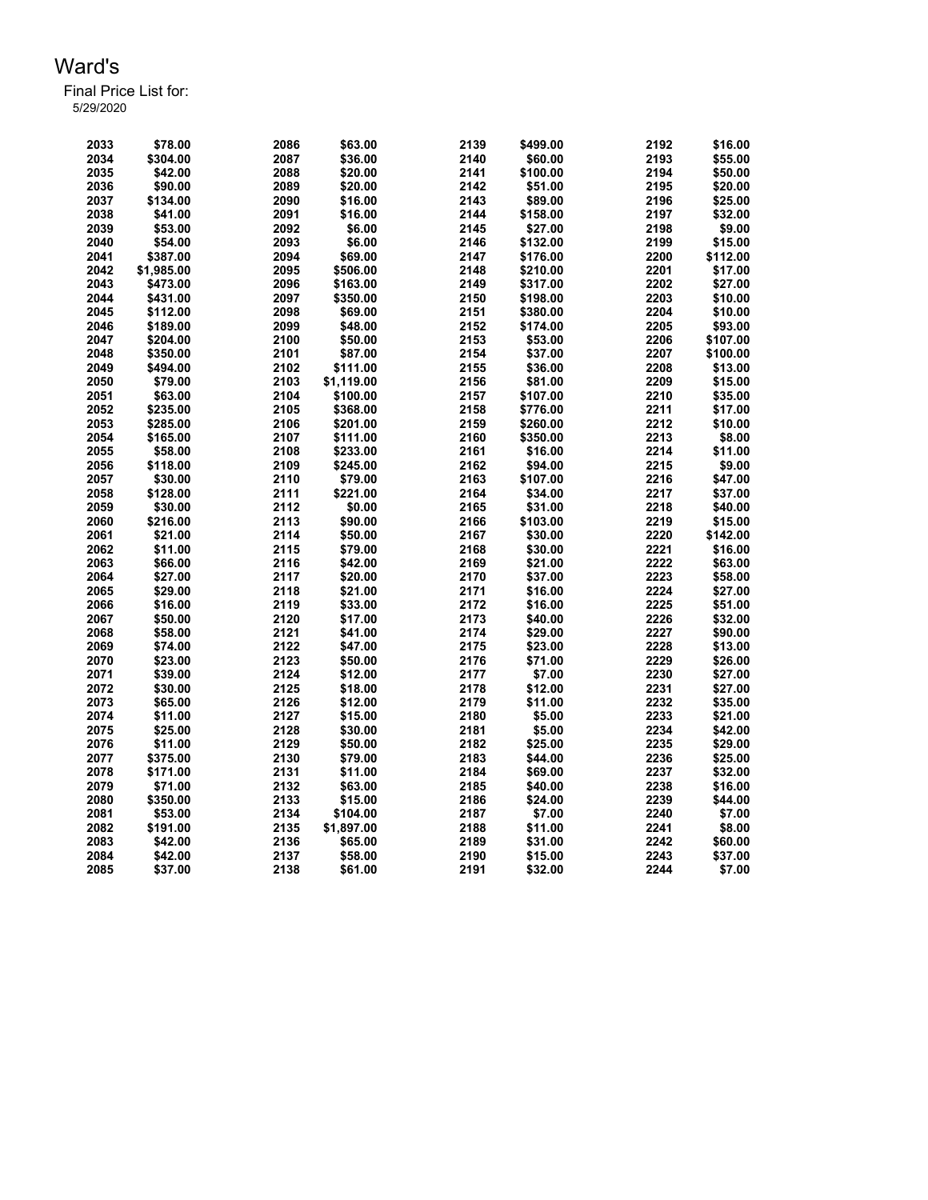# Ward's

Final Price List for:
5/29/2020

| Lot | Price | Lot | Price | Lot | Price | Lot | Price |
|---|---|---|---|---|---|---|---|
| 2033 | $78.00 | 2086 | $63.00 | 2139 | $499.00 | 2192 | $16.00 |
| 2034 | $304.00 | 2087 | $36.00 | 2140 | $60.00 | 2193 | $55.00 |
| 2035 | $42.00 | 2088 | $20.00 | 2141 | $100.00 | 2194 | $50.00 |
| 2036 | $90.00 | 2089 | $20.00 | 2142 | $51.00 | 2195 | $20.00 |
| 2037 | $134.00 | 2090 | $16.00 | 2143 | $89.00 | 2196 | $25.00 |
| 2038 | $41.00 | 2091 | $16.00 | 2144 | $158.00 | 2197 | $32.00 |
| 2039 | $53.00 | 2092 | $6.00 | 2145 | $27.00 | 2198 | $9.00 |
| 2040 | $54.00 | 2093 | $6.00 | 2146 | $132.00 | 2199 | $15.00 |
| 2041 | $387.00 | 2094 | $69.00 | 2147 | $176.00 | 2200 | $112.00 |
| 2042 | $1,985.00 | 2095 | $506.00 | 2148 | $210.00 | 2201 | $17.00 |
| 2043 | $473.00 | 2096 | $163.00 | 2149 | $317.00 | 2202 | $27.00 |
| 2044 | $431.00 | 2097 | $350.00 | 2150 | $198.00 | 2203 | $10.00 |
| 2045 | $112.00 | 2098 | $69.00 | 2151 | $380.00 | 2204 | $10.00 |
| 2046 | $189.00 | 2099 | $48.00 | 2152 | $174.00 | 2205 | $93.00 |
| 2047 | $204.00 | 2100 | $50.00 | 2153 | $53.00 | 2206 | $107.00 |
| 2048 | $350.00 | 2101 | $87.00 | 2154 | $37.00 | 2207 | $100.00 |
| 2049 | $494.00 | 2102 | $111.00 | 2155 | $36.00 | 2208 | $13.00 |
| 2050 | $79.00 | 2103 | $1,119.00 | 2156 | $81.00 | 2209 | $15.00 |
| 2051 | $63.00 | 2104 | $100.00 | 2157 | $107.00 | 2210 | $35.00 |
| 2052 | $235.00 | 2105 | $368.00 | 2158 | $776.00 | 2211 | $17.00 |
| 2053 | $285.00 | 2106 | $201.00 | 2159 | $260.00 | 2212 | $10.00 |
| 2054 | $165.00 | 2107 | $111.00 | 2160 | $350.00 | 2213 | $8.00 |
| 2055 | $58.00 | 2108 | $233.00 | 2161 | $16.00 | 2214 | $11.00 |
| 2056 | $118.00 | 2109 | $245.00 | 2162 | $94.00 | 2215 | $9.00 |
| 2057 | $30.00 | 2110 | $79.00 | 2163 | $107.00 | 2216 | $47.00 |
| 2058 | $128.00 | 2111 | $221.00 | 2164 | $34.00 | 2217 | $37.00 |
| 2059 | $30.00 | 2112 | $0.00 | 2165 | $31.00 | 2218 | $40.00 |
| 2060 | $216.00 | 2113 | $90.00 | 2166 | $103.00 | 2219 | $15.00 |
| 2061 | $21.00 | 2114 | $50.00 | 2167 | $30.00 | 2220 | $142.00 |
| 2062 | $11.00 | 2115 | $79.00 | 2168 | $30.00 | 2221 | $16.00 |
| 2063 | $66.00 | 2116 | $42.00 | 2169 | $21.00 | 2222 | $63.00 |
| 2064 | $27.00 | 2117 | $20.00 | 2170 | $37.00 | 2223 | $58.00 |
| 2065 | $29.00 | 2118 | $21.00 | 2171 | $16.00 | 2224 | $27.00 |
| 2066 | $16.00 | 2119 | $33.00 | 2172 | $16.00 | 2225 | $51.00 |
| 2067 | $50.00 | 2120 | $17.00 | 2173 | $40.00 | 2226 | $32.00 |
| 2068 | $58.00 | 2121 | $41.00 | 2174 | $29.00 | 2227 | $90.00 |
| 2069 | $74.00 | 2122 | $47.00 | 2175 | $23.00 | 2228 | $13.00 |
| 2070 | $23.00 | 2123 | $50.00 | 2176 | $71.00 | 2229 | $26.00 |
| 2071 | $39.00 | 2124 | $12.00 | 2177 | $7.00 | 2230 | $27.00 |
| 2072 | $30.00 | 2125 | $18.00 | 2178 | $12.00 | 2231 | $27.00 |
| 2073 | $65.00 | 2126 | $12.00 | 2179 | $11.00 | 2232 | $35.00 |
| 2074 | $11.00 | 2127 | $15.00 | 2180 | $5.00 | 2233 | $21.00 |
| 2075 | $25.00 | 2128 | $30.00 | 2181 | $5.00 | 2234 | $42.00 |
| 2076 | $11.00 | 2129 | $50.00 | 2182 | $25.00 | 2235 | $29.00 |
| 2077 | $375.00 | 2130 | $79.00 | 2183 | $44.00 | 2236 | $25.00 |
| 2078 | $171.00 | 2131 | $11.00 | 2184 | $69.00 | 2237 | $32.00 |
| 2079 | $71.00 | 2132 | $63.00 | 2185 | $40.00 | 2238 | $16.00 |
| 2080 | $350.00 | 2133 | $15.00 | 2186 | $24.00 | 2239 | $44.00 |
| 2081 | $53.00 | 2134 | $104.00 | 2187 | $7.00 | 2240 | $7.00 |
| 2082 | $191.00 | 2135 | $1,897.00 | 2188 | $11.00 | 2241 | $8.00 |
| 2083 | $42.00 | 2136 | $65.00 | 2189 | $31.00 | 2242 | $60.00 |
| 2084 | $42.00 | 2137 | $58.00 | 2190 | $15.00 | 2243 | $37.00 |
| 2085 | $37.00 | 2138 | $61.00 | 2191 | $32.00 | 2244 | $7.00 |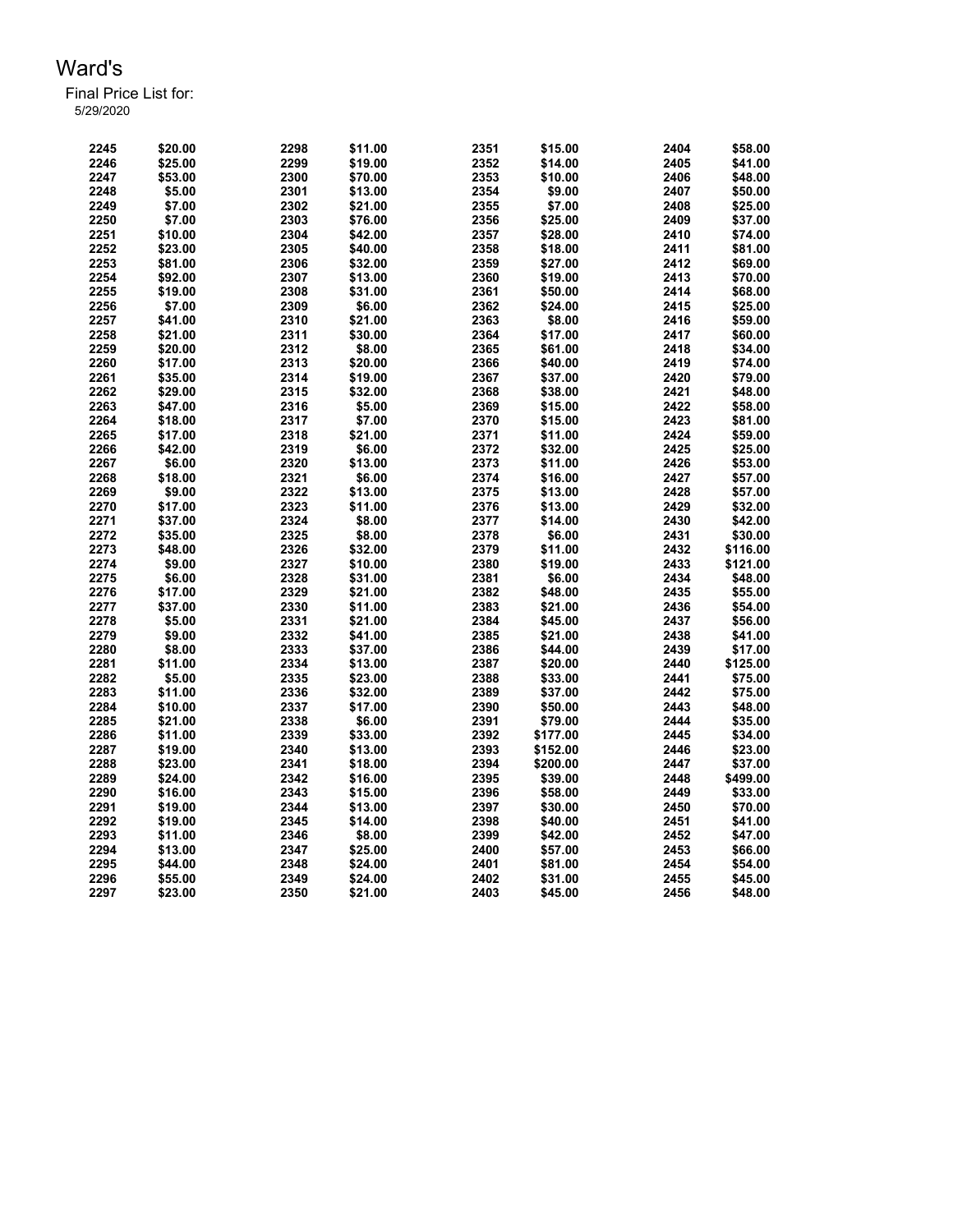# Ward's

Final Price List for:
5/29/2020

| | | | | | | | |
|---|---|---|---|---|---|---|---|
| 2245 | $20.00 | 2298 | $11.00 | 2351 | $15.00 | 2404 | $58.00 |
| 2246 | $25.00 | 2299 | $19.00 | 2352 | $14.00 | 2405 | $41.00 |
| 2247 | $53.00 | 2300 | $70.00 | 2353 | $10.00 | 2406 | $48.00 |
| 2248 | $5.00 | 2301 | $13.00 | 2354 | $9.00 | 2407 | $50.00 |
| 2249 | $7.00 | 2302 | $21.00 | 2355 | $7.00 | 2408 | $25.00 |
| 2250 | $7.00 | 2303 | $76.00 | 2356 | $25.00 | 2409 | $37.00 |
| 2251 | $10.00 | 2304 | $42.00 | 2357 | $28.00 | 2410 | $74.00 |
| 2252 | $23.00 | 2305 | $40.00 | 2358 | $18.00 | 2411 | $81.00 |
| 2253 | $81.00 | 2306 | $32.00 | 2359 | $27.00 | 2412 | $69.00 |
| 2254 | $92.00 | 2307 | $13.00 | 2360 | $19.00 | 2413 | $70.00 |
| 2255 | $19.00 | 2308 | $31.00 | 2361 | $50.00 | 2414 | $68.00 |
| 2256 | $7.00 | 2309 | $6.00 | 2362 | $24.00 | 2415 | $25.00 |
| 2257 | $41.00 | 2310 | $21.00 | 2363 | $8.00 | 2416 | $59.00 |
| 2258 | $21.00 | 2311 | $30.00 | 2364 | $17.00 | 2417 | $60.00 |
| 2259 | $20.00 | 2312 | $8.00 | 2365 | $61.00 | 2418 | $34.00 |
| 2260 | $17.00 | 2313 | $20.00 | 2366 | $40.00 | 2419 | $74.00 |
| 2261 | $35.00 | 2314 | $19.00 | 2367 | $37.00 | 2420 | $79.00 |
| 2262 | $29.00 | 2315 | $32.00 | 2368 | $38.00 | 2421 | $48.00 |
| 2263 | $47.00 | 2316 | $5.00 | 2369 | $15.00 | 2422 | $58.00 |
| 2264 | $18.00 | 2317 | $7.00 | 2370 | $15.00 | 2423 | $81.00 |
| 2265 | $17.00 | 2318 | $21.00 | 2371 | $11.00 | 2424 | $59.00 |
| 2266 | $42.00 | 2319 | $6.00 | 2372 | $32.00 | 2425 | $25.00 |
| 2267 | $6.00 | 2320 | $13.00 | 2373 | $11.00 | 2426 | $53.00 |
| 2268 | $18.00 | 2321 | $6.00 | 2374 | $16.00 | 2427 | $57.00 |
| 2269 | $9.00 | 2322 | $13.00 | 2375 | $13.00 | 2428 | $57.00 |
| 2270 | $17.00 | 2323 | $11.00 | 2376 | $13.00 | 2429 | $32.00 |
| 2271 | $37.00 | 2324 | $8.00 | 2377 | $14.00 | 2430 | $42.00 |
| 2272 | $35.00 | 2325 | $8.00 | 2378 | $6.00 | 2431 | $30.00 |
| 2273 | $48.00 | 2326 | $32.00 | 2379 | $11.00 | 2432 | $116.00 |
| 2274 | $9.00 | 2327 | $10.00 | 2380 | $19.00 | 2433 | $121.00 |
| 2275 | $6.00 | 2328 | $31.00 | 2381 | $6.00 | 2434 | $48.00 |
| 2276 | $17.00 | 2329 | $21.00 | 2382 | $48.00 | 2435 | $55.00 |
| 2277 | $37.00 | 2330 | $11.00 | 2383 | $21.00 | 2436 | $54.00 |
| 2278 | $5.00 | 2331 | $21.00 | 2384 | $45.00 | 2437 | $56.00 |
| 2279 | $9.00 | 2332 | $41.00 | 2385 | $21.00 | 2438 | $41.00 |
| 2280 | $8.00 | 2333 | $37.00 | 2386 | $44.00 | 2439 | $17.00 |
| 2281 | $11.00 | 2334 | $13.00 | 2387 | $20.00 | 2440 | $125.00 |
| 2282 | $5.00 | 2335 | $23.00 | 2388 | $33.00 | 2441 | $75.00 |
| 2283 | $11.00 | 2336 | $32.00 | 2389 | $37.00 | 2442 | $75.00 |
| 2284 | $10.00 | 2337 | $17.00 | 2390 | $50.00 | 2443 | $48.00 |
| 2285 | $21.00 | 2338 | $6.00 | 2391 | $79.00 | 2444 | $35.00 |
| 2286 | $11.00 | 2339 | $33.00 | 2392 | $177.00 | 2445 | $34.00 |
| 2287 | $19.00 | 2340 | $13.00 | 2393 | $152.00 | 2446 | $23.00 |
| 2288 | $23.00 | 2341 | $18.00 | 2394 | $200.00 | 2447 | $37.00 |
| 2289 | $24.00 | 2342 | $16.00 | 2395 | $39.00 | 2448 | $499.00 |
| 2290 | $16.00 | 2343 | $15.00 | 2396 | $58.00 | 2449 | $33.00 |
| 2291 | $19.00 | 2344 | $13.00 | 2397 | $30.00 | 2450 | $70.00 |
| 2292 | $19.00 | 2345 | $14.00 | 2398 | $40.00 | 2451 | $41.00 |
| 2293 | $11.00 | 2346 | $8.00 | 2399 | $42.00 | 2452 | $47.00 |
| 2294 | $13.00 | 2347 | $25.00 | 2400 | $57.00 | 2453 | $66.00 |
| 2295 | $44.00 | 2348 | $24.00 | 2401 | $81.00 | 2454 | $54.00 |
| 2296 | $55.00 | 2349 | $24.00 | 2402 | $31.00 | 2455 | $45.00 |
| 2297 | $23.00 | 2350 | $21.00 | 2403 | $45.00 | 2456 | $48.00 |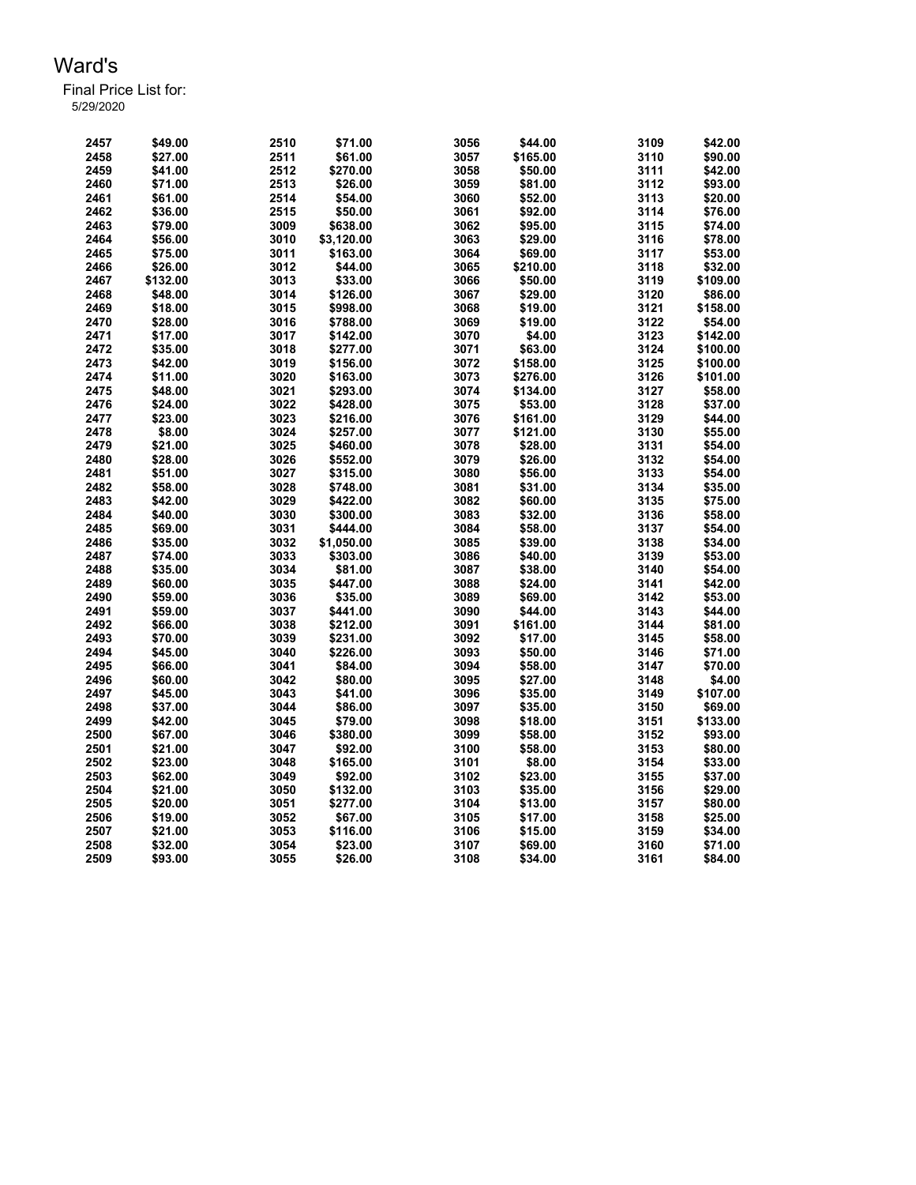# Ward's

Final Price List for:
5/29/2020

| | | | | | | | |
|---|---|---|---|---|---|---|---|
| 2457 | $49.00 | 2510 | $71.00 | 3056 | $44.00 | 3109 | $42.00 |
| 2458 | $27.00 | 2511 | $61.00 | 3057 | $165.00 | 3110 | $90.00 |
| 2459 | $41.00 | 2512 | $270.00 | 3058 | $50.00 | 3111 | $42.00 |
| 2460 | $71.00 | 2513 | $26.00 | 3059 | $81.00 | 3112 | $93.00 |
| 2461 | $61.00 | 2514 | $54.00 | 3060 | $52.00 | 3113 | $20.00 |
| 2462 | $36.00 | 2515 | $50.00 | 3061 | $92.00 | 3114 | $76.00 |
| 2463 | $79.00 | 3009 | $638.00 | 3062 | $95.00 | 3115 | $74.00 |
| 2464 | $56.00 | 3010 | $3,120.00 | 3063 | $29.00 | 3116 | $78.00 |
| 2465 | $75.00 | 3011 | $163.00 | 3064 | $69.00 | 3117 | $53.00 |
| 2466 | $26.00 | 3012 | $44.00 | 3065 | $210.00 | 3118 | $32.00 |
| 2467 | $132.00 | 3013 | $33.00 | 3066 | $50.00 | 3119 | $109.00 |
| 2468 | $48.00 | 3014 | $126.00 | 3067 | $29.00 | 3120 | $86.00 |
| 2469 | $18.00 | 3015 | $998.00 | 3068 | $19.00 | 3121 | $158.00 |
| 2470 | $28.00 | 3016 | $788.00 | 3069 | $19.00 | 3122 | $54.00 |
| 2471 | $17.00 | 3017 | $142.00 | 3070 | $4.00 | 3123 | $142.00 |
| 2472 | $35.00 | 3018 | $277.00 | 3071 | $63.00 | 3124 | $100.00 |
| 2473 | $42.00 | 3019 | $156.00 | 3072 | $158.00 | 3125 | $100.00 |
| 2474 | $11.00 | 3020 | $163.00 | 3073 | $276.00 | 3126 | $101.00 |
| 2475 | $48.00 | 3021 | $293.00 | 3074 | $134.00 | 3127 | $58.00 |
| 2476 | $24.00 | 3022 | $428.00 | 3075 | $53.00 | 3128 | $37.00 |
| 2477 | $23.00 | 3023 | $216.00 | 3076 | $161.00 | 3129 | $44.00 |
| 2478 | $8.00 | 3024 | $257.00 | 3077 | $121.00 | 3130 | $55.00 |
| 2479 | $21.00 | 3025 | $460.00 | 3078 | $28.00 | 3131 | $54.00 |
| 2480 | $28.00 | 3026 | $552.00 | 3079 | $26.00 | 3132 | $54.00 |
| 2481 | $51.00 | 3027 | $315.00 | 3080 | $56.00 | 3133 | $54.00 |
| 2482 | $58.00 | 3028 | $748.00 | 3081 | $31.00 | 3134 | $35.00 |
| 2483 | $42.00 | 3029 | $422.00 | 3082 | $60.00 | 3135 | $75.00 |
| 2484 | $40.00 | 3030 | $300.00 | 3083 | $32.00 | 3136 | $58.00 |
| 2485 | $69.00 | 3031 | $444.00 | 3084 | $58.00 | 3137 | $54.00 |
| 2486 | $35.00 | 3032 | $1,050.00 | 3085 | $39.00 | 3138 | $34.00 |
| 2487 | $74.00 | 3033 | $303.00 | 3086 | $40.00 | 3139 | $53.00 |
| 2488 | $35.00 | 3034 | $81.00 | 3087 | $38.00 | 3140 | $54.00 |
| 2489 | $60.00 | 3035 | $447.00 | 3088 | $24.00 | 3141 | $42.00 |
| 2490 | $59.00 | 3036 | $35.00 | 3089 | $69.00 | 3142 | $53.00 |
| 2491 | $59.00 | 3037 | $441.00 | 3090 | $44.00 | 3143 | $44.00 |
| 2492 | $66.00 | 3038 | $212.00 | 3091 | $161.00 | 3144 | $81.00 |
| 2493 | $70.00 | 3039 | $231.00 | 3092 | $17.00 | 3145 | $58.00 |
| 2494 | $45.00 | 3040 | $226.00 | 3093 | $50.00 | 3146 | $71.00 |
| 2495 | $66.00 | 3041 | $84.00 | 3094 | $58.00 | 3147 | $70.00 |
| 2496 | $60.00 | 3042 | $80.00 | 3095 | $27.00 | 3148 | $4.00 |
| 2497 | $45.00 | 3043 | $41.00 | 3096 | $35.00 | 3149 | $107.00 |
| 2498 | $37.00 | 3044 | $86.00 | 3097 | $35.00 | 3150 | $69.00 |
| 2499 | $42.00 | 3045 | $79.00 | 3098 | $18.00 | 3151 | $133.00 |
| 2500 | $67.00 | 3046 | $380.00 | 3099 | $58.00 | 3152 | $93.00 |
| 2501 | $21.00 | 3047 | $92.00 | 3100 | $58.00 | 3153 | $80.00 |
| 2502 | $23.00 | 3048 | $165.00 | 3101 | $8.00 | 3154 | $33.00 |
| 2503 | $62.00 | 3049 | $92.00 | 3102 | $23.00 | 3155 | $37.00 |
| 2504 | $21.00 | 3050 | $132.00 | 3103 | $35.00 | 3156 | $29.00 |
| 2505 | $20.00 | 3051 | $277.00 | 3104 | $13.00 | 3157 | $80.00 |
| 2506 | $19.00 | 3052 | $67.00 | 3105 | $17.00 | 3158 | $25.00 |
| 2507 | $21.00 | 3053 | $116.00 | 3106 | $15.00 | 3159 | $34.00 |
| 2508 | $32.00 | 3054 | $23.00 | 3107 | $69.00 | 3160 | $71.00 |
| 2509 | $93.00 | 3055 | $26.00 | 3108 | $34.00 | 3161 | $84.00 |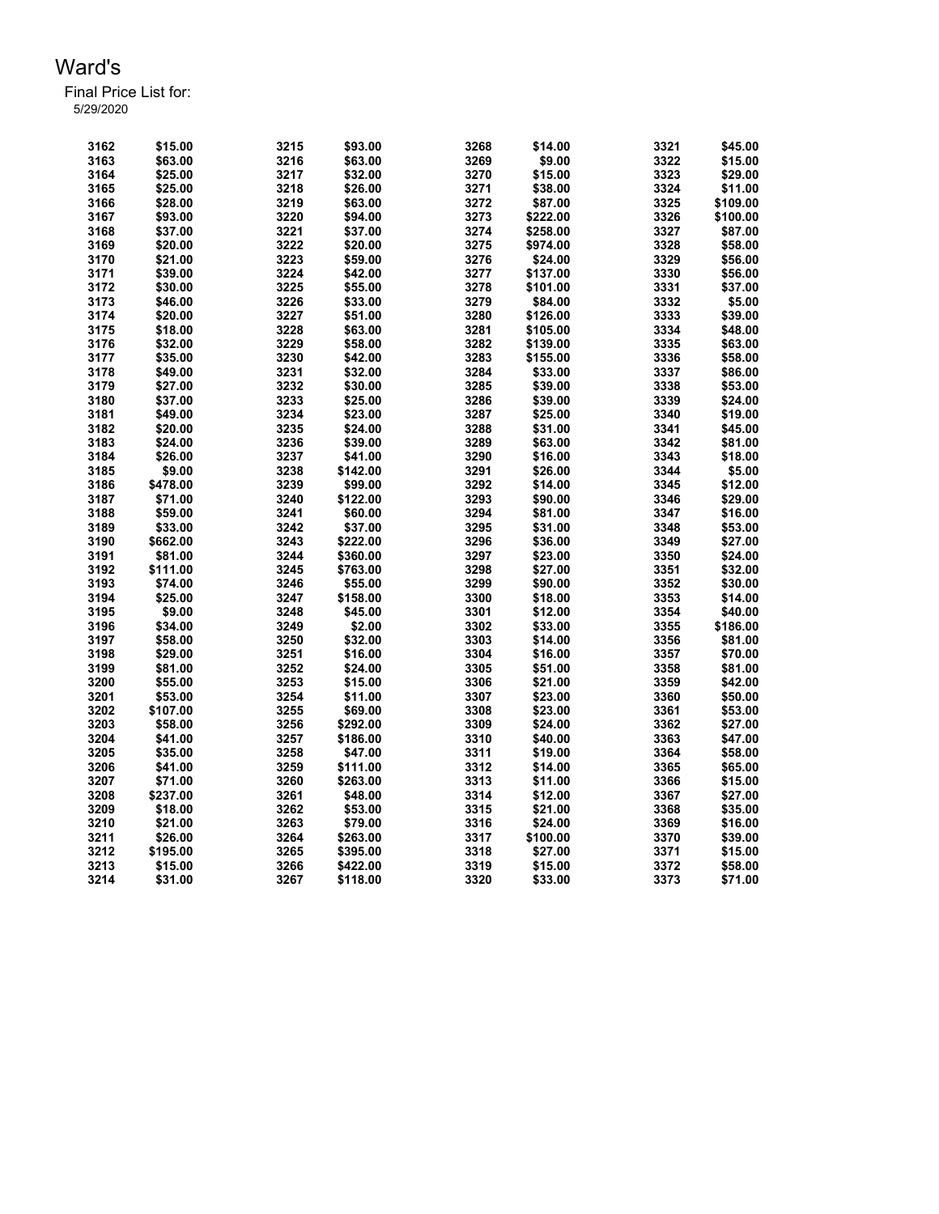# Ward's

Final Price List for:
5/29/2020

| Item | Price | Item | Price | Item | Price | Item | Price |
|---|---|---|---|---|---|---|---|
| 3162 | $15.00 | 3215 | $93.00 | 3268 | $14.00 | 3321 | $45.00 |
| 3163 | $63.00 | 3216 | $63.00 | 3269 | $9.00 | 3322 | $15.00 |
| 3164 | $25.00 | 3217 | $32.00 | 3270 | $15.00 | 3323 | $29.00 |
| 3165 | $25.00 | 3218 | $26.00 | 3271 | $38.00 | 3324 | $11.00 |
| 3166 | $28.00 | 3219 | $63.00 | 3272 | $87.00 | 3325 | $109.00 |
| 3167 | $93.00 | 3220 | $94.00 | 3273 | $222.00 | 3326 | $100.00 |
| 3168 | $37.00 | 3221 | $37.00 | 3274 | $258.00 | 3327 | $87.00 |
| 3169 | $20.00 | 3222 | $20.00 | 3275 | $974.00 | 3328 | $58.00 |
| 3170 | $21.00 | 3223 | $59.00 | 3276 | $24.00 | 3329 | $56.00 |
| 3171 | $39.00 | 3224 | $42.00 | 3277 | $137.00 | 3330 | $56.00 |
| 3172 | $30.00 | 3225 | $55.00 | 3278 | $101.00 | 3331 | $37.00 |
| 3173 | $46.00 | 3226 | $33.00 | 3279 | $84.00 | 3332 | $5.00 |
| 3174 | $20.00 | 3227 | $51.00 | 3280 | $126.00 | 3333 | $39.00 |
| 3175 | $18.00 | 3228 | $63.00 | 3281 | $105.00 | 3334 | $48.00 |
| 3176 | $32.00 | 3229 | $58.00 | 3282 | $139.00 | 3335 | $63.00 |
| 3177 | $35.00 | 3230 | $42.00 | 3283 | $155.00 | 3336 | $58.00 |
| 3178 | $49.00 | 3231 | $32.00 | 3284 | $33.00 | 3337 | $86.00 |
| 3179 | $27.00 | 3232 | $30.00 | 3285 | $39.00 | 3338 | $53.00 |
| 3180 | $37.00 | 3233 | $25.00 | 3286 | $39.00 | 3339 | $24.00 |
| 3181 | $49.00 | 3234 | $23.00 | 3287 | $25.00 | 3340 | $19.00 |
| 3182 | $20.00 | 3235 | $24.00 | 3288 | $31.00 | 3341 | $45.00 |
| 3183 | $24.00 | 3236 | $39.00 | 3289 | $63.00 | 3342 | $81.00 |
| 3184 | $26.00 | 3237 | $41.00 | 3290 | $16.00 | 3343 | $18.00 |
| 3185 | $9.00 | 3238 | $142.00 | 3291 | $26.00 | 3344 | $5.00 |
| 3186 | $478.00 | 3239 | $99.00 | 3292 | $14.00 | 3345 | $12.00 |
| 3187 | $71.00 | 3240 | $122.00 | 3293 | $90.00 | 3346 | $29.00 |
| 3188 | $59.00 | 3241 | $60.00 | 3294 | $81.00 | 3347 | $16.00 |
| 3189 | $33.00 | 3242 | $37.00 | 3295 | $31.00 | 3348 | $53.00 |
| 3190 | $662.00 | 3243 | $222.00 | 3296 | $36.00 | 3349 | $27.00 |
| 3191 | $81.00 | 3244 | $360.00 | 3297 | $23.00 | 3350 | $24.00 |
| 3192 | $111.00 | 3245 | $763.00 | 3298 | $27.00 | 3351 | $32.00 |
| 3193 | $74.00 | 3246 | $55.00 | 3299 | $90.00 | 3352 | $30.00 |
| 3194 | $25.00 | 3247 | $158.00 | 3300 | $18.00 | 3353 | $14.00 |
| 3195 | $9.00 | 3248 | $45.00 | 3301 | $12.00 | 3354 | $40.00 |
| 3196 | $34.00 | 3249 | $2.00 | 3302 | $33.00 | 3355 | $186.00 |
| 3197 | $58.00 | 3250 | $32.00 | 3303 | $14.00 | 3356 | $81.00 |
| 3198 | $29.00 | 3251 | $16.00 | 3304 | $16.00 | 3357 | $70.00 |
| 3199 | $81.00 | 3252 | $24.00 | 3305 | $51.00 | 3358 | $81.00 |
| 3200 | $55.00 | 3253 | $15.00 | 3306 | $21.00 | 3359 | $42.00 |
| 3201 | $53.00 | 3254 | $11.00 | 3307 | $23.00 | 3360 | $50.00 |
| 3202 | $107.00 | 3255 | $69.00 | 3308 | $23.00 | 3361 | $53.00 |
| 3203 | $58.00 | 3256 | $292.00 | 3309 | $24.00 | 3362 | $27.00 |
| 3204 | $41.00 | 3257 | $186.00 | 3310 | $40.00 | 3363 | $47.00 |
| 3205 | $35.00 | 3258 | $47.00 | 3311 | $19.00 | 3364 | $58.00 |
| 3206 | $41.00 | 3259 | $111.00 | 3312 | $14.00 | 3365 | $65.00 |
| 3207 | $71.00 | 3260 | $263.00 | 3313 | $11.00 | 3366 | $15.00 |
| 3208 | $237.00 | 3261 | $48.00 | 3314 | $12.00 | 3367 | $27.00 |
| 3209 | $18.00 | 3262 | $53.00 | 3315 | $21.00 | 3368 | $35.00 |
| 3210 | $21.00 | 3263 | $79.00 | 3316 | $24.00 | 3369 | $16.00 |
| 3211 | $26.00 | 3264 | $263.00 | 3317 | $100.00 | 3370 | $39.00 |
| 3212 | $195.00 | 3265 | $395.00 | 3318 | $27.00 | 3371 | $15.00 |
| 3213 | $15.00 | 3266 | $422.00 | 3319 | $15.00 | 3372 | $58.00 |
| 3214 | $31.00 | 3267 | $118.00 | 3320 | $33.00 | 3373 | $71.00 |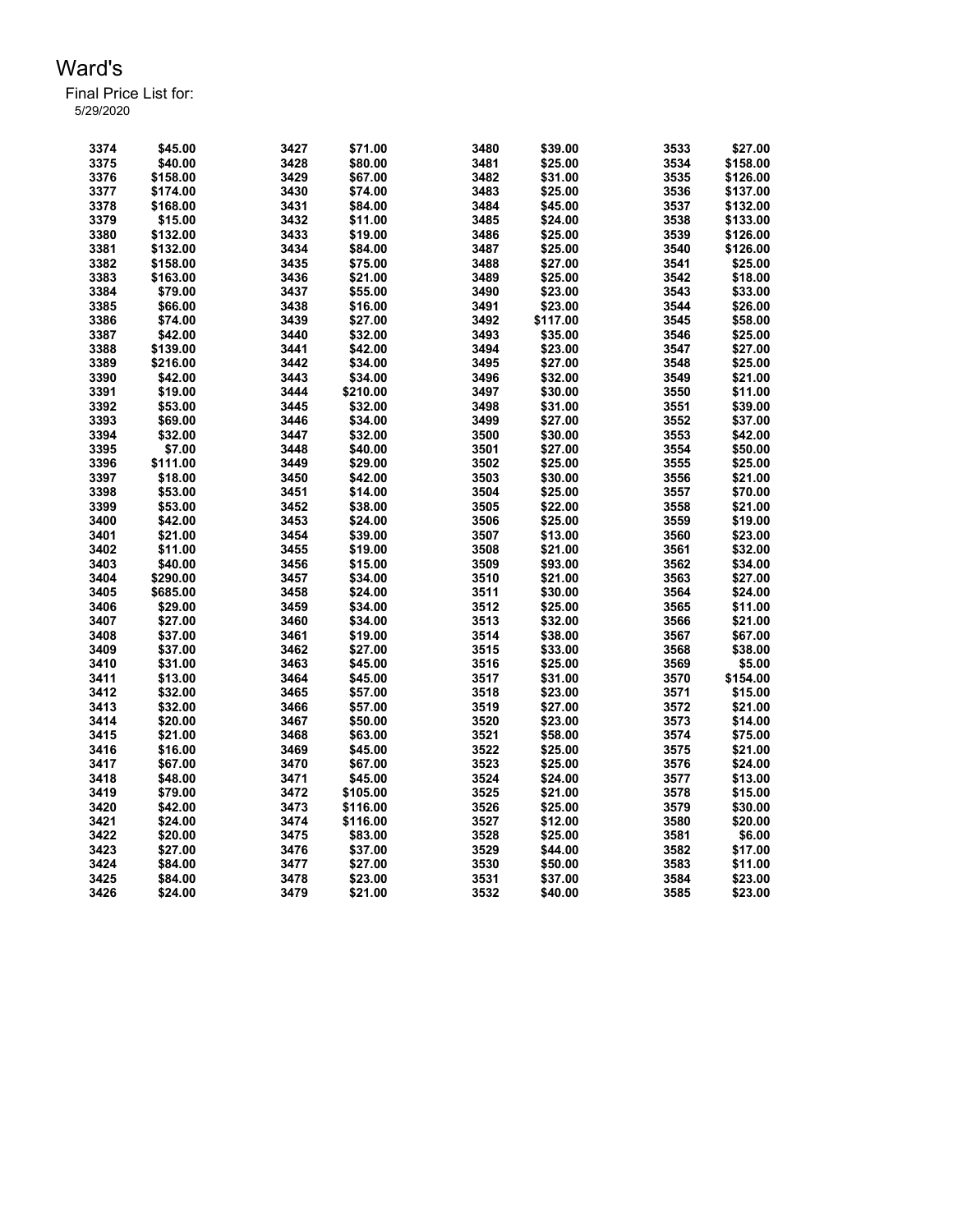# Ward's

Final Price List for:
5/29/2020

| Lot | Price | Lot | Price | Lot | Price | Lot | Price |
|---|---|---|---|---|---|---|---|
| 3374 | $45.00 | 3427 | $71.00 | 3480 | $39.00 | 3533 | $27.00 |
| 3375 | $40.00 | 3428 | $80.00 | 3481 | $25.00 | 3534 | $158.00 |
| 3376 | $158.00 | 3429 | $67.00 | 3482 | $31.00 | 3535 | $126.00 |
| 3377 | $174.00 | 3430 | $74.00 | 3483 | $25.00 | 3536 | $137.00 |
| 3378 | $168.00 | 3431 | $84.00 | 3484 | $45.00 | 3537 | $132.00 |
| 3379 | $15.00 | 3432 | $11.00 | 3485 | $24.00 | 3538 | $133.00 |
| 3380 | $132.00 | 3433 | $19.00 | 3486 | $25.00 | 3539 | $126.00 |
| 3381 | $132.00 | 3434 | $84.00 | 3487 | $25.00 | 3540 | $126.00 |
| 3382 | $158.00 | 3435 | $75.00 | 3488 | $27.00 | 3541 | $25.00 |
| 3383 | $163.00 | 3436 | $21.00 | 3489 | $25.00 | 3542 | $18.00 |
| 3384 | $79.00 | 3437 | $55.00 | 3490 | $23.00 | 3543 | $33.00 |
| 3385 | $66.00 | 3438 | $16.00 | 3491 | $23.00 | 3544 | $26.00 |
| 3386 | $74.00 | 3439 | $27.00 | 3492 | $117.00 | 3545 | $58.00 |
| 3387 | $42.00 | 3440 | $32.00 | 3493 | $35.00 | 3546 | $25.00 |
| 3388 | $139.00 | 3441 | $42.00 | 3494 | $23.00 | 3547 | $27.00 |
| 3389 | $216.00 | 3442 | $34.00 | 3495 | $27.00 | 3548 | $25.00 |
| 3390 | $42.00 | 3443 | $34.00 | 3496 | $32.00 | 3549 | $21.00 |
| 3391 | $19.00 | 3444 | $210.00 | 3497 | $30.00 | 3550 | $11.00 |
| 3392 | $53.00 | 3445 | $32.00 | 3498 | $31.00 | 3551 | $39.00 |
| 3393 | $69.00 | 3446 | $34.00 | 3499 | $27.00 | 3552 | $37.00 |
| 3394 | $32.00 | 3447 | $32.00 | 3500 | $30.00 | 3553 | $42.00 |
| 3395 | $7.00 | 3448 | $40.00 | 3501 | $27.00 | 3554 | $50.00 |
| 3396 | $111.00 | 3449 | $29.00 | 3502 | $25.00 | 3555 | $25.00 |
| 3397 | $18.00 | 3450 | $42.00 | 3503 | $30.00 | 3556 | $21.00 |
| 3398 | $53.00 | 3451 | $14.00 | 3504 | $25.00 | 3557 | $70.00 |
| 3399 | $53.00 | 3452 | $38.00 | 3505 | $22.00 | 3558 | $21.00 |
| 3400 | $42.00 | 3453 | $24.00 | 3506 | $25.00 | 3559 | $19.00 |
| 3401 | $21.00 | 3454 | $39.00 | 3507 | $13.00 | 3560 | $23.00 |
| 3402 | $11.00 | 3455 | $19.00 | 3508 | $21.00 | 3561 | $32.00 |
| 3403 | $40.00 | 3456 | $15.00 | 3509 | $93.00 | 3562 | $34.00 |
| 3404 | $290.00 | 3457 | $34.00 | 3510 | $21.00 | 3563 | $27.00 |
| 3405 | $685.00 | 3458 | $24.00 | 3511 | $30.00 | 3564 | $24.00 |
| 3406 | $29.00 | 3459 | $34.00 | 3512 | $25.00 | 3565 | $11.00 |
| 3407 | $27.00 | 3460 | $34.00 | 3513 | $32.00 | 3566 | $21.00 |
| 3408 | $37.00 | 3461 | $19.00 | 3514 | $38.00 | 3567 | $67.00 |
| 3409 | $37.00 | 3462 | $27.00 | 3515 | $33.00 | 3568 | $38.00 |
| 3410 | $31.00 | 3463 | $45.00 | 3516 | $25.00 | 3569 | $5.00 |
| 3411 | $13.00 | 3464 | $45.00 | 3517 | $31.00 | 3570 | $154.00 |
| 3412 | $32.00 | 3465 | $57.00 | 3518 | $23.00 | 3571 | $15.00 |
| 3413 | $32.00 | 3466 | $57.00 | 3519 | $27.00 | 3572 | $21.00 |
| 3414 | $20.00 | 3467 | $50.00 | 3520 | $23.00 | 3573 | $14.00 |
| 3415 | $21.00 | 3468 | $63.00 | 3521 | $58.00 | 3574 | $75.00 |
| 3416 | $16.00 | 3469 | $45.00 | 3522 | $25.00 | 3575 | $21.00 |
| 3417 | $67.00 | 3470 | $67.00 | 3523 | $25.00 | 3576 | $24.00 |
| 3418 | $48.00 | 3471 | $45.00 | 3524 | $24.00 | 3577 | $13.00 |
| 3419 | $79.00 | 3472 | $105.00 | 3525 | $21.00 | 3578 | $15.00 |
| 3420 | $42.00 | 3473 | $116.00 | 3526 | $25.00 | 3579 | $30.00 |
| 3421 | $24.00 | 3474 | $116.00 | 3527 | $12.00 | 3580 | $20.00 |
| 3422 | $20.00 | 3475 | $83.00 | 3528 | $25.00 | 3581 | $6.00 |
| 3423 | $27.00 | 3476 | $37.00 | 3529 | $44.00 | 3582 | $17.00 |
| 3424 | $84.00 | 3477 | $27.00 | 3530 | $50.00 | 3583 | $11.00 |
| 3425 | $84.00 | 3478 | $23.00 | 3531 | $37.00 | 3584 | $23.00 |
| 3426 | $24.00 | 3479 | $21.00 | 3532 | $40.00 | 3585 | $23.00 |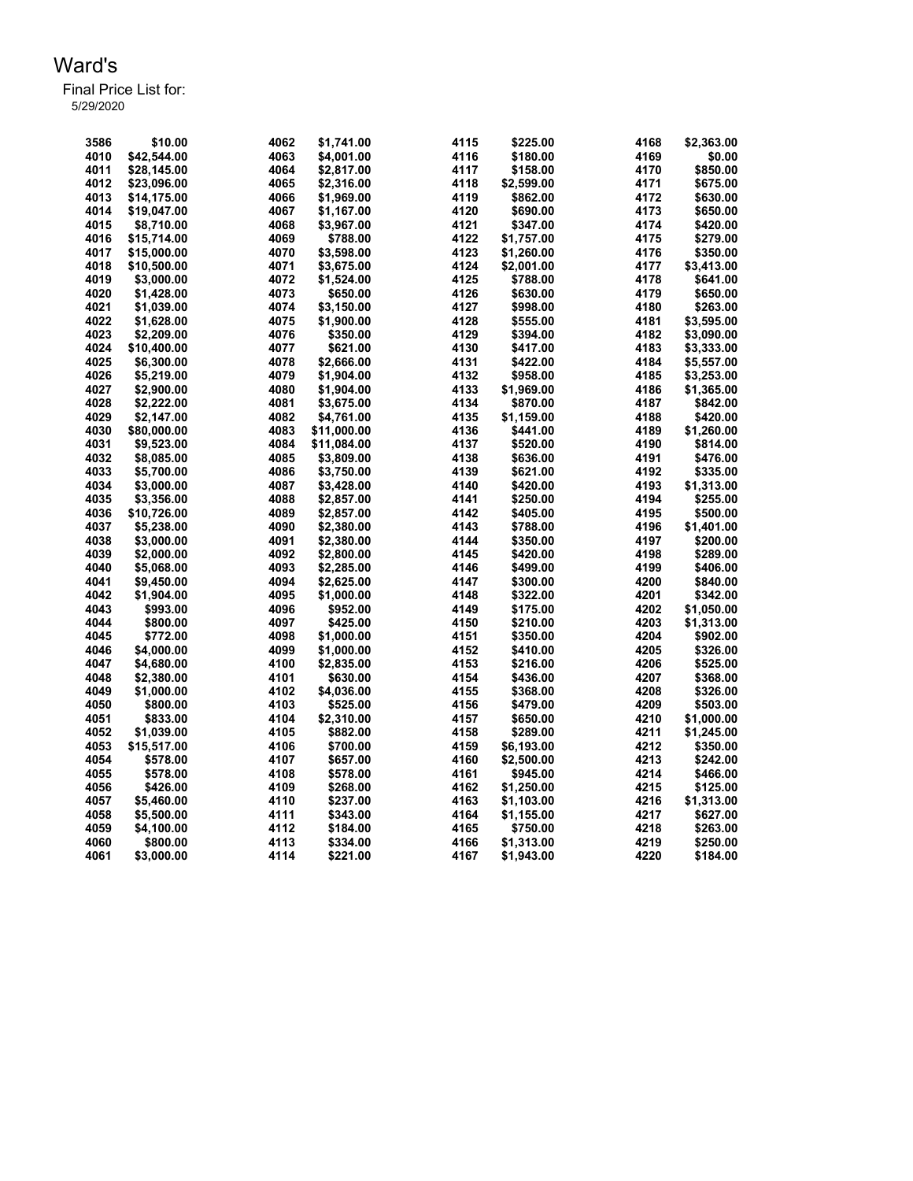# Ward's

Final Price List for:
5/29/2020

| Item | Price | Item | Price | Item | Price | Item | Price |
|---|---|---|---|---|---|---|---|
| 3586 | $10.00 | 4062 | $1,741.00 | 4115 | $225.00 | 4168 | $2,363.00 |
| 4010 | $42,544.00 | 4063 | $4,001.00 | 4116 | $180.00 | 4169 | $0.00 |
| 4011 | $28,145.00 | 4064 | $2,817.00 | 4117 | $158.00 | 4170 | $850.00 |
| 4012 | $23,096.00 | 4065 | $2,316.00 | 4118 | $2,599.00 | 4171 | $675.00 |
| 4013 | $14,175.00 | 4066 | $1,969.00 | 4119 | $862.00 | 4172 | $630.00 |
| 4014 | $19,047.00 | 4067 | $1,167.00 | 4120 | $690.00 | 4173 | $650.00 |
| 4015 | $8,710.00 | 4068 | $3,967.00 | 4121 | $347.00 | 4174 | $420.00 |
| 4016 | $15,714.00 | 4069 | $788.00 | 4122 | $1,757.00 | 4175 | $279.00 |
| 4017 | $15,000.00 | 4070 | $3,598.00 | 4123 | $1,260.00 | 4176 | $350.00 |
| 4018 | $10,500.00 | 4071 | $3,675.00 | 4124 | $2,001.00 | 4177 | $3,413.00 |
| 4019 | $3,000.00 | 4072 | $1,524.00 | 4125 | $788.00 | 4178 | $641.00 |
| 4020 | $1,428.00 | 4073 | $650.00 | 4126 | $630.00 | 4179 | $650.00 |
| 4021 | $1,039.00 | 4074 | $3,150.00 | 4127 | $998.00 | 4180 | $263.00 |
| 4022 | $1,628.00 | 4075 | $1,900.00 | 4128 | $555.00 | 4181 | $3,595.00 |
| 4023 | $2,209.00 | 4076 | $350.00 | 4129 | $394.00 | 4182 | $3,090.00 |
| 4024 | $10,400.00 | 4077 | $621.00 | 4130 | $417.00 | 4183 | $3,333.00 |
| 4025 | $6,300.00 | 4078 | $2,666.00 | 4131 | $422.00 | 4184 | $5,557.00 |
| 4026 | $5,219.00 | 4079 | $1,904.00 | 4132 | $958.00 | 4185 | $3,253.00 |
| 4027 | $2,900.00 | 4080 | $1,904.00 | 4133 | $1,969.00 | 4186 | $1,365.00 |
| 4028 | $2,222.00 | 4081 | $3,675.00 | 4134 | $870.00 | 4187 | $842.00 |
| 4029 | $2,147.00 | 4082 | $4,761.00 | 4135 | $1,159.00 | 4188 | $420.00 |
| 4030 | $80,000.00 | 4083 | $11,000.00 | 4136 | $441.00 | 4189 | $1,260.00 |
| 4031 | $9,523.00 | 4084 | $11,084.00 | 4137 | $520.00 | 4190 | $814.00 |
| 4032 | $8,085.00 | 4085 | $3,809.00 | 4138 | $636.00 | 4191 | $476.00 |
| 4033 | $5,700.00 | 4086 | $3,750.00 | 4139 | $621.00 | 4192 | $335.00 |
| 4034 | $3,000.00 | 4087 | $3,428.00 | 4140 | $420.00 | 4193 | $1,313.00 |
| 4035 | $3,356.00 | 4088 | $2,857.00 | 4141 | $250.00 | 4194 | $255.00 |
| 4036 | $10,726.00 | 4089 | $2,857.00 | 4142 | $405.00 | 4195 | $500.00 |
| 4037 | $5,238.00 | 4090 | $2,380.00 | 4143 | $788.00 | 4196 | $1,401.00 |
| 4038 | $3,000.00 | 4091 | $2,380.00 | 4144 | $350.00 | 4197 | $200.00 |
| 4039 | $2,000.00 | 4092 | $2,800.00 | 4145 | $420.00 | 4198 | $289.00 |
| 4040 | $5,068.00 | 4093 | $2,285.00 | 4146 | $499.00 | 4199 | $406.00 |
| 4041 | $9,450.00 | 4094 | $2,625.00 | 4147 | $300.00 | 4200 | $840.00 |
| 4042 | $1,904.00 | 4095 | $1,000.00 | 4148 | $322.00 | 4201 | $342.00 |
| 4043 | $993.00 | 4096 | $952.00 | 4149 | $175.00 | 4202 | $1,050.00 |
| 4044 | $800.00 | 4097 | $425.00 | 4150 | $210.00 | 4203 | $1,313.00 |
| 4045 | $772.00 | 4098 | $1,000.00 | 4151 | $350.00 | 4204 | $902.00 |
| 4046 | $4,000.00 | 4099 | $1,000.00 | 4152 | $410.00 | 4205 | $326.00 |
| 4047 | $4,680.00 | 4100 | $2,835.00 | 4153 | $216.00 | 4206 | $525.00 |
| 4048 | $2,380.00 | 4101 | $630.00 | 4154 | $436.00 | 4207 | $368.00 |
| 4049 | $1,000.00 | 4102 | $4,036.00 | 4155 | $368.00 | 4208 | $326.00 |
| 4050 | $800.00 | 4103 | $525.00 | 4156 | $479.00 | 4209 | $503.00 |
| 4051 | $833.00 | 4104 | $2,310.00 | 4157 | $650.00 | 4210 | $1,000.00 |
| 4052 | $1,039.00 | 4105 | $882.00 | 4158 | $289.00 | 4211 | $1,245.00 |
| 4053 | $15,517.00 | 4106 | $700.00 | 4159 | $6,193.00 | 4212 | $350.00 |
| 4054 | $578.00 | 4107 | $657.00 | 4160 | $2,500.00 | 4213 | $242.00 |
| 4055 | $578.00 | 4108 | $578.00 | 4161 | $945.00 | 4214 | $466.00 |
| 4056 | $426.00 | 4109 | $268.00 | 4162 | $1,250.00 | 4215 | $125.00 |
| 4057 | $5,460.00 | 4110 | $237.00 | 4163 | $1,103.00 | 4216 | $1,313.00 |
| 4058 | $5,500.00 | 4111 | $343.00 | 4164 | $1,155.00 | 4217 | $627.00 |
| 4059 | $4,100.00 | 4112 | $184.00 | 4165 | $750.00 | 4218 | $263.00 |
| 4060 | $800.00 | 4113 | $334.00 | 4166 | $1,313.00 | 4219 | $250.00 |
| 4061 | $3,000.00 | 4114 | $221.00 | 4167 | $1,943.00 | 4220 | $184.00 |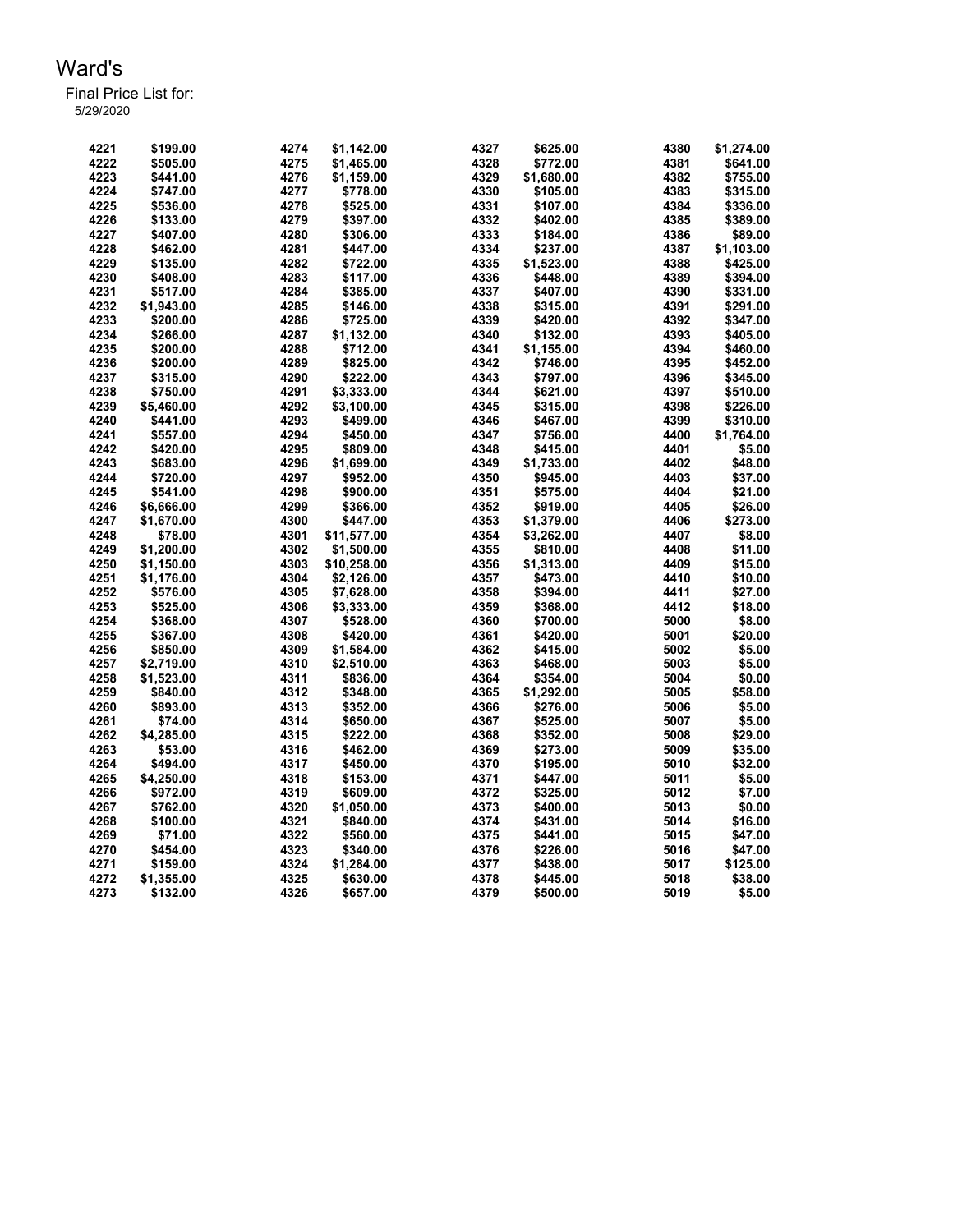# Ward's

Final Price List for:
5/29/2020

| | | | | | | | |
|---|---|---|---|---|---|---|---|
| 4221 | $199.00 | 4274 | $1,142.00 | 4327 | $625.00 | 4380 | $1,274.00 |
| 4222 | $505.00 | 4275 | $1,465.00 | 4328 | $772.00 | 4381 | $641.00 |
| 4223 | $441.00 | 4276 | $1,159.00 | 4329 | $1,680.00 | 4382 | $755.00 |
| 4224 | $747.00 | 4277 | $778.00 | 4330 | $105.00 | 4383 | $315.00 |
| 4225 | $536.00 | 4278 | $525.00 | 4331 | $107.00 | 4384 | $336.00 |
| 4226 | $133.00 | 4279 | $397.00 | 4332 | $402.00 | 4385 | $389.00 |
| 4227 | $407.00 | 4280 | $306.00 | 4333 | $184.00 | 4386 | $89.00 |
| 4228 | $462.00 | 4281 | $447.00 | 4334 | $237.00 | 4387 | $1,103.00 |
| 4229 | $135.00 | 4282 | $722.00 | 4335 | $1,523.00 | 4388 | $425.00 |
| 4230 | $408.00 | 4283 | $117.00 | 4336 | $448.00 | 4389 | $394.00 |
| 4231 | $517.00 | 4284 | $385.00 | 4337 | $407.00 | 4390 | $331.00 |
| 4232 | $1,943.00 | 4285 | $146.00 | 4338 | $315.00 | 4391 | $291.00 |
| 4233 | $200.00 | 4286 | $725.00 | 4339 | $420.00 | 4392 | $347.00 |
| 4234 | $266.00 | 4287 | $1,132.00 | 4340 | $132.00 | 4393 | $405.00 |
| 4235 | $200.00 | 4288 | $712.00 | 4341 | $1,155.00 | 4394 | $460.00 |
| 4236 | $200.00 | 4289 | $825.00 | 4342 | $746.00 | 4395 | $452.00 |
| 4237 | $315.00 | 4290 | $222.00 | 4343 | $797.00 | 4396 | $345.00 |
| 4238 | $750.00 | 4291 | $3,333.00 | 4344 | $621.00 | 4397 | $510.00 |
| 4239 | $5,460.00 | 4292 | $3,100.00 | 4345 | $315.00 | 4398 | $226.00 |
| 4240 | $441.00 | 4293 | $499.00 | 4346 | $467.00 | 4399 | $310.00 |
| 4241 | $557.00 | 4294 | $450.00 | 4347 | $756.00 | 4400 | $1,764.00 |
| 4242 | $420.00 | 4295 | $809.00 | 4348 | $415.00 | 4401 | $5.00 |
| 4243 | $683.00 | 4296 | $1,699.00 | 4349 | $1,733.00 | 4402 | $48.00 |
| 4244 | $720.00 | 4297 | $952.00 | 4350 | $945.00 | 4403 | $37.00 |
| 4245 | $541.00 | 4298 | $900.00 | 4351 | $575.00 | 4404 | $21.00 |
| 4246 | $6,666.00 | 4299 | $366.00 | 4352 | $919.00 | 4405 | $26.00 |
| 4247 | $1,670.00 | 4300 | $447.00 | 4353 | $1,379.00 | 4406 | $273.00 |
| 4248 | $78.00 | 4301 | $11,577.00 | 4354 | $3,262.00 | 4407 | $8.00 |
| 4249 | $1,200.00 | 4302 | $1,500.00 | 4355 | $810.00 | 4408 | $11.00 |
| 4250 | $1,150.00 | 4303 | $10,258.00 | 4356 | $1,313.00 | 4409 | $15.00 |
| 4251 | $1,176.00 | 4304 | $2,126.00 | 4357 | $473.00 | 4410 | $10.00 |
| 4252 | $576.00 | 4305 | $7,628.00 | 4358 | $394.00 | 4411 | $27.00 |
| 4253 | $525.00 | 4306 | $3,333.00 | 4359 | $368.00 | 4412 | $18.00 |
| 4254 | $368.00 | 4307 | $528.00 | 4360 | $700.00 | 5000 | $8.00 |
| 4255 | $367.00 | 4308 | $420.00 | 4361 | $420.00 | 5001 | $20.00 |
| 4256 | $850.00 | 4309 | $1,584.00 | 4362 | $415.00 | 5002 | $5.00 |
| 4257 | $2,719.00 | 4310 | $2,510.00 | 4363 | $468.00 | 5003 | $5.00 |
| 4258 | $1,523.00 | 4311 | $836.00 | 4364 | $354.00 | 5004 | $0.00 |
| 4259 | $840.00 | 4312 | $348.00 | 4365 | $1,292.00 | 5005 | $58.00 |
| 4260 | $893.00 | 4313 | $352.00 | 4366 | $276.00 | 5006 | $5.00 |
| 4261 | $74.00 | 4314 | $650.00 | 4367 | $525.00 | 5007 | $5.00 |
| 4262 | $4,285.00 | 4315 | $222.00 | 4368 | $352.00 | 5008 | $29.00 |
| 4263 | $53.00 | 4316 | $462.00 | 4369 | $273.00 | 5009 | $35.00 |
| 4264 | $494.00 | 4317 | $450.00 | 4370 | $195.00 | 5010 | $32.00 |
| 4265 | $4,250.00 | 4318 | $153.00 | 4371 | $447.00 | 5011 | $5.00 |
| 4266 | $972.00 | 4319 | $609.00 | 4372 | $325.00 | 5012 | $7.00 |
| 4267 | $762.00 | 4320 | $1,050.00 | 4373 | $400.00 | 5013 | $0.00 |
| 4268 | $100.00 | 4321 | $840.00 | 4374 | $431.00 | 5014 | $16.00 |
| 4269 | $71.00 | 4322 | $560.00 | 4375 | $441.00 | 5015 | $47.00 |
| 4270 | $454.00 | 4323 | $340.00 | 4376 | $226.00 | 5016 | $47.00 |
| 4271 | $159.00 | 4324 | $1,284.00 | 4377 | $438.00 | 5017 | $125.00 |
| 4272 | $1,355.00 | 4325 | $630.00 | 4378 | $445.00 | 5018 | $38.00 |
| 4273 | $132.00 | 4326 | $657.00 | 4379 | $500.00 | 5019 | $5.00 |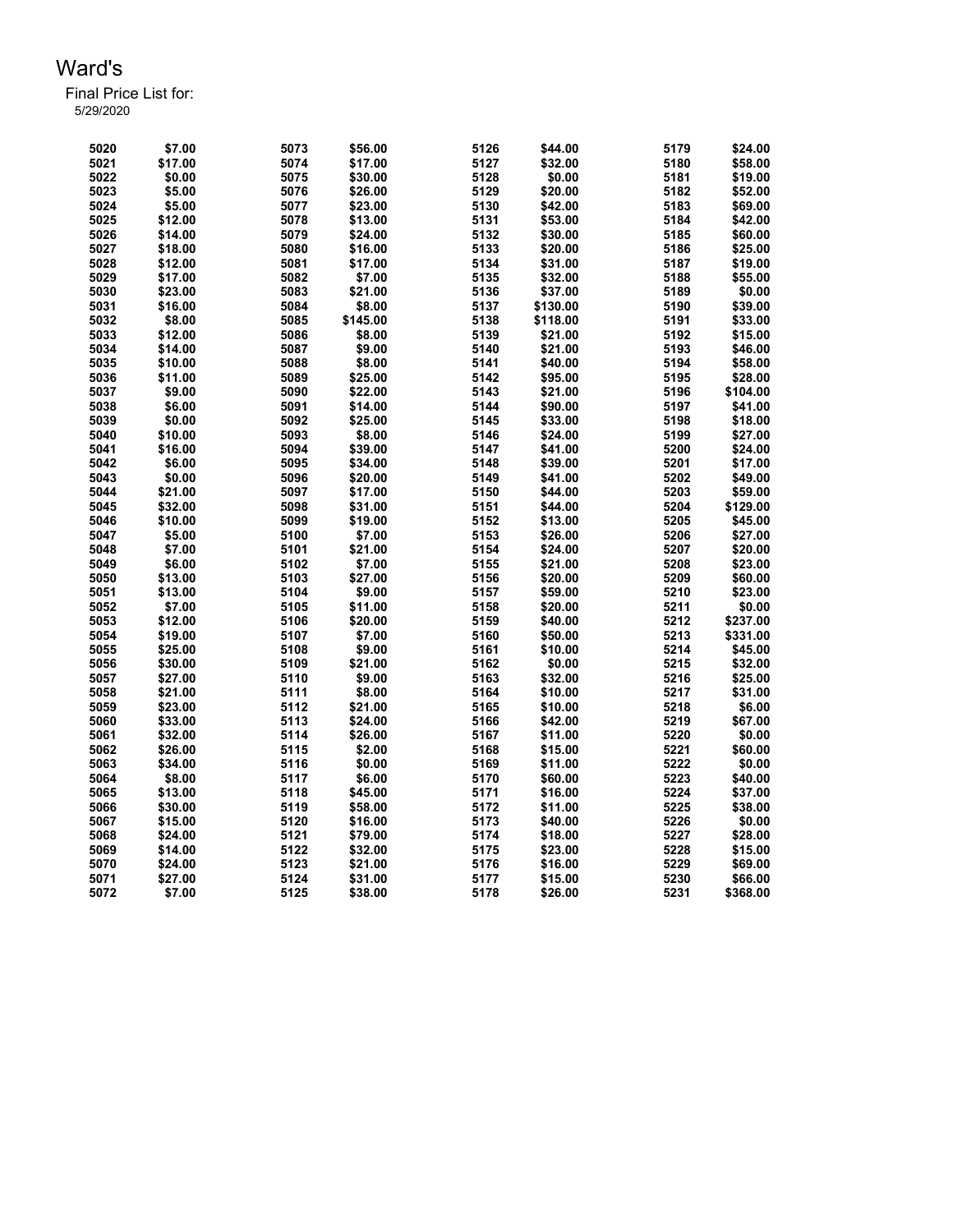# Ward's

Final Price List for:
5/29/2020

| | | | | | | | |
|---|---|---|---|---|---|---|---|
| 5020 | $7.00 | 5073 | $56.00 | 5126 | $44.00 | 5179 | $24.00 |
| 5021 | $17.00 | 5074 | $17.00 | 5127 | $32.00 | 5180 | $58.00 |
| 5022 | $0.00 | 5075 | $30.00 | 5128 | $0.00 | 5181 | $19.00 |
| 5023 | $5.00 | 5076 | $26.00 | 5129 | $20.00 | 5182 | $52.00 |
| 5024 | $5.00 | 5077 | $23.00 | 5130 | $42.00 | 5183 | $69.00 |
| 5025 | $12.00 | 5078 | $13.00 | 5131 | $53.00 | 5184 | $42.00 |
| 5026 | $14.00 | 5079 | $24.00 | 5132 | $30.00 | 5185 | $60.00 |
| 5027 | $18.00 | 5080 | $16.00 | 5133 | $20.00 | 5186 | $25.00 |
| 5028 | $12.00 | 5081 | $17.00 | 5134 | $31.00 | 5187 | $19.00 |
| 5029 | $17.00 | 5082 | $7.00 | 5135 | $32.00 | 5188 | $55.00 |
| 5030 | $23.00 | 5083 | $21.00 | 5136 | $37.00 | 5189 | $0.00 |
| 5031 | $16.00 | 5084 | $8.00 | 5137 | $130.00 | 5190 | $39.00 |
| 5032 | $8.00 | 5085 | $145.00 | 5138 | $118.00 | 5191 | $33.00 |
| 5033 | $12.00 | 5086 | $8.00 | 5139 | $21.00 | 5192 | $15.00 |
| 5034 | $14.00 | 5087 | $9.00 | 5140 | $21.00 | 5193 | $46.00 |
| 5035 | $10.00 | 5088 | $8.00 | 5141 | $40.00 | 5194 | $58.00 |
| 5036 | $11.00 | 5089 | $25.00 | 5142 | $95.00 | 5195 | $28.00 |
| 5037 | $9.00 | 5090 | $22.00 | 5143 | $21.00 | 5196 | $104.00 |
| 5038 | $6.00 | 5091 | $14.00 | 5144 | $90.00 | 5197 | $41.00 |
| 5039 | $0.00 | 5092 | $25.00 | 5145 | $33.00 | 5198 | $18.00 |
| 5040 | $10.00 | 5093 | $8.00 | 5146 | $24.00 | 5199 | $27.00 |
| 5041 | $16.00 | 5094 | $39.00 | 5147 | $41.00 | 5200 | $24.00 |
| 5042 | $6.00 | 5095 | $34.00 | 5148 | $39.00 | 5201 | $17.00 |
| 5043 | $0.00 | 5096 | $20.00 | 5149 | $41.00 | 5202 | $49.00 |
| 5044 | $21.00 | 5097 | $17.00 | 5150 | $44.00 | 5203 | $59.00 |
| 5045 | $32.00 | 5098 | $31.00 | 5151 | $44.00 | 5204 | $129.00 |
| 5046 | $10.00 | 5099 | $19.00 | 5152 | $13.00 | 5205 | $45.00 |
| 5047 | $5.00 | 5100 | $7.00 | 5153 | $26.00 | 5206 | $27.00 |
| 5048 | $7.00 | 5101 | $21.00 | 5154 | $24.00 | 5207 | $20.00 |
| 5049 | $6.00 | 5102 | $7.00 | 5155 | $21.00 | 5208 | $23.00 |
| 5050 | $13.00 | 5103 | $27.00 | 5156 | $20.00 | 5209 | $60.00 |
| 5051 | $13.00 | 5104 | $9.00 | 5157 | $59.00 | 5210 | $23.00 |
| 5052 | $7.00 | 5105 | $11.00 | 5158 | $20.00 | 5211 | $0.00 |
| 5053 | $12.00 | 5106 | $20.00 | 5159 | $40.00 | 5212 | $237.00 |
| 5054 | $19.00 | 5107 | $7.00 | 5160 | $50.00 | 5213 | $331.00 |
| 5055 | $25.00 | 5108 | $9.00 | 5161 | $10.00 | 5214 | $45.00 |
| 5056 | $30.00 | 5109 | $21.00 | 5162 | $0.00 | 5215 | $32.00 |
| 5057 | $27.00 | 5110 | $9.00 | 5163 | $32.00 | 5216 | $25.00 |
| 5058 | $21.00 | 5111 | $8.00 | 5164 | $10.00 | 5217 | $31.00 |
| 5059 | $23.00 | 5112 | $21.00 | 5165 | $10.00 | 5218 | $6.00 |
| 5060 | $33.00 | 5113 | $24.00 | 5166 | $42.00 | 5219 | $67.00 |
| 5061 | $32.00 | 5114 | $26.00 | 5167 | $11.00 | 5220 | $0.00 |
| 5062 | $26.00 | 5115 | $2.00 | 5168 | $15.00 | 5221 | $60.00 |
| 5063 | $34.00 | 5116 | $0.00 | 5169 | $11.00 | 5222 | $0.00 |
| 5064 | $8.00 | 5117 | $6.00 | 5170 | $60.00 | 5223 | $40.00 |
| 5065 | $13.00 | 5118 | $45.00 | 5171 | $16.00 | 5224 | $37.00 |
| 5066 | $30.00 | 5119 | $58.00 | 5172 | $11.00 | 5225 | $38.00 |
| 5067 | $15.00 | 5120 | $16.00 | 5173 | $40.00 | 5226 | $0.00 |
| 5068 | $24.00 | 5121 | $79.00 | 5174 | $18.00 | 5227 | $28.00 |
| 5069 | $14.00 | 5122 | $32.00 | 5175 | $23.00 | 5228 | $15.00 |
| 5070 | $24.00 | 5123 | $21.00 | 5176 | $16.00 | 5229 | $69.00 |
| 5071 | $27.00 | 5124 | $31.00 | 5177 | $15.00 | 5230 | $66.00 |
| 5072 | $7.00 | 5125 | $38.00 | 5178 | $26.00 | 5231 | $368.00 |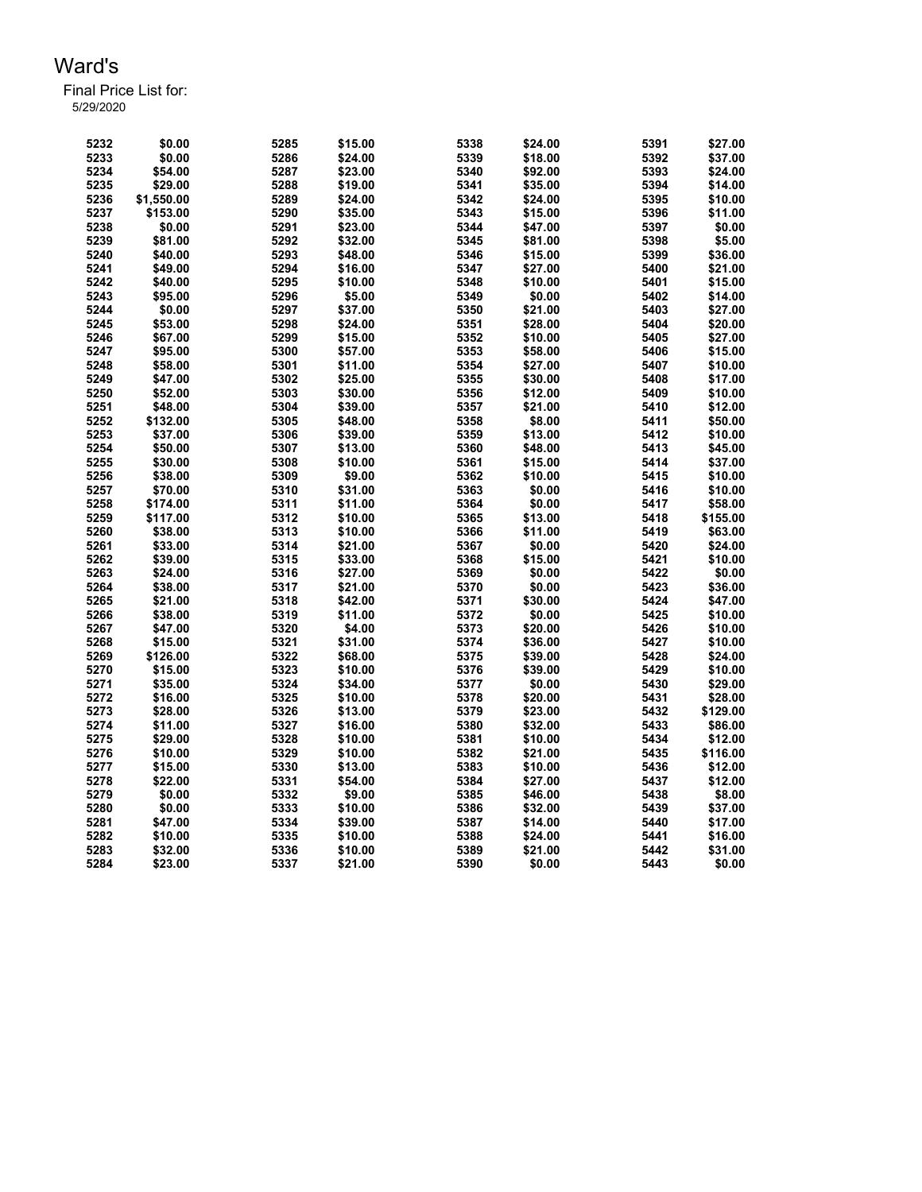# Ward's

Final Price List for:
5/29/2020

| Item | Price | Item | Price | Item | Price | Item | Price |
|---|---|---|---|---|---|---|---|
| 5232 | $0.00 | 5285 | $15.00 | 5338 | $24.00 | 5391 | $27.00 |
| 5233 | $0.00 | 5286 | $24.00 | 5339 | $18.00 | 5392 | $37.00 |
| 5234 | $54.00 | 5287 | $23.00 | 5340 | $92.00 | 5393 | $24.00 |
| 5235 | $29.00 | 5288 | $19.00 | 5341 | $35.00 | 5394 | $14.00 |
| 5236 | $1,550.00 | 5289 | $24.00 | 5342 | $24.00 | 5395 | $10.00 |
| 5237 | $153.00 | 5290 | $35.00 | 5343 | $15.00 | 5396 | $11.00 |
| 5238 | $0.00 | 5291 | $23.00 | 5344 | $47.00 | 5397 | $0.00 |
| 5239 | $81.00 | 5292 | $32.00 | 5345 | $81.00 | 5398 | $5.00 |
| 5240 | $40.00 | 5293 | $48.00 | 5346 | $15.00 | 5399 | $36.00 |
| 5241 | $49.00 | 5294 | $16.00 | 5347 | $27.00 | 5400 | $21.00 |
| 5242 | $40.00 | 5295 | $10.00 | 5348 | $10.00 | 5401 | $15.00 |
| 5243 | $95.00 | 5296 | $5.00 | 5349 | $0.00 | 5402 | $14.00 |
| 5244 | $0.00 | 5297 | $37.00 | 5350 | $21.00 | 5403 | $27.00 |
| 5245 | $53.00 | 5298 | $24.00 | 5351 | $28.00 | 5404 | $20.00 |
| 5246 | $67.00 | 5299 | $15.00 | 5352 | $10.00 | 5405 | $27.00 |
| 5247 | $95.00 | 5300 | $57.00 | 5353 | $58.00 | 5406 | $15.00 |
| 5248 | $58.00 | 5301 | $11.00 | 5354 | $27.00 | 5407 | $10.00 |
| 5249 | $47.00 | 5302 | $25.00 | 5355 | $30.00 | 5408 | $17.00 |
| 5250 | $52.00 | 5303 | $30.00 | 5356 | $12.00 | 5409 | $10.00 |
| 5251 | $48.00 | 5304 | $39.00 | 5357 | $21.00 | 5410 | $12.00 |
| 5252 | $132.00 | 5305 | $48.00 | 5358 | $8.00 | 5411 | $50.00 |
| 5253 | $37.00 | 5306 | $39.00 | 5359 | $13.00 | 5412 | $10.00 |
| 5254 | $50.00 | 5307 | $13.00 | 5360 | $48.00 | 5413 | $45.00 |
| 5255 | $30.00 | 5308 | $10.00 | 5361 | $15.00 | 5414 | $37.00 |
| 5256 | $38.00 | 5309 | $9.00 | 5362 | $10.00 | 5415 | $10.00 |
| 5257 | $70.00 | 5310 | $31.00 | 5363 | $0.00 | 5416 | $10.00 |
| 5258 | $174.00 | 5311 | $11.00 | 5364 | $0.00 | 5417 | $58.00 |
| 5259 | $117.00 | 5312 | $10.00 | 5365 | $13.00 | 5418 | $155.00 |
| 5260 | $38.00 | 5313 | $10.00 | 5366 | $11.00 | 5419 | $63.00 |
| 5261 | $33.00 | 5314 | $21.00 | 5367 | $0.00 | 5420 | $24.00 |
| 5262 | $39.00 | 5315 | $33.00 | 5368 | $15.00 | 5421 | $10.00 |
| 5263 | $24.00 | 5316 | $27.00 | 5369 | $0.00 | 5422 | $0.00 |
| 5264 | $38.00 | 5317 | $21.00 | 5370 | $0.00 | 5423 | $36.00 |
| 5265 | $21.00 | 5318 | $42.00 | 5371 | $30.00 | 5424 | $47.00 |
| 5266 | $38.00 | 5319 | $11.00 | 5372 | $0.00 | 5425 | $10.00 |
| 5267 | $47.00 | 5320 | $4.00 | 5373 | $20.00 | 5426 | $10.00 |
| 5268 | $15.00 | 5321 | $31.00 | 5374 | $36.00 | 5427 | $10.00 |
| 5269 | $126.00 | 5322 | $68.00 | 5375 | $39.00 | 5428 | $24.00 |
| 5270 | $15.00 | 5323 | $10.00 | 5376 | $39.00 | 5429 | $10.00 |
| 5271 | $35.00 | 5324 | $34.00 | 5377 | $0.00 | 5430 | $29.00 |
| 5272 | $16.00 | 5325 | $10.00 | 5378 | $20.00 | 5431 | $28.00 |
| 5273 | $28.00 | 5326 | $13.00 | 5379 | $23.00 | 5432 | $129.00 |
| 5274 | $11.00 | 5327 | $16.00 | 5380 | $32.00 | 5433 | $86.00 |
| 5275 | $29.00 | 5328 | $10.00 | 5381 | $10.00 | 5434 | $12.00 |
| 5276 | $10.00 | 5329 | $10.00 | 5382 | $21.00 | 5435 | $116.00 |
| 5277 | $15.00 | 5330 | $13.00 | 5383 | $10.00 | 5436 | $12.00 |
| 5278 | $22.00 | 5331 | $54.00 | 5384 | $27.00 | 5437 | $12.00 |
| 5279 | $0.00 | 5332 | $9.00 | 5385 | $46.00 | 5438 | $8.00 |
| 5280 | $0.00 | 5333 | $10.00 | 5386 | $32.00 | 5439 | $37.00 |
| 5281 | $47.00 | 5334 | $39.00 | 5387 | $14.00 | 5440 | $17.00 |
| 5282 | $10.00 | 5335 | $10.00 | 5388 | $24.00 | 5441 | $16.00 |
| 5283 | $32.00 | 5336 | $10.00 | 5389 | $21.00 | 5442 | $31.00 |
| 5284 | $23.00 | 5337 | $21.00 | 5390 | $0.00 | 5443 | $0.00 |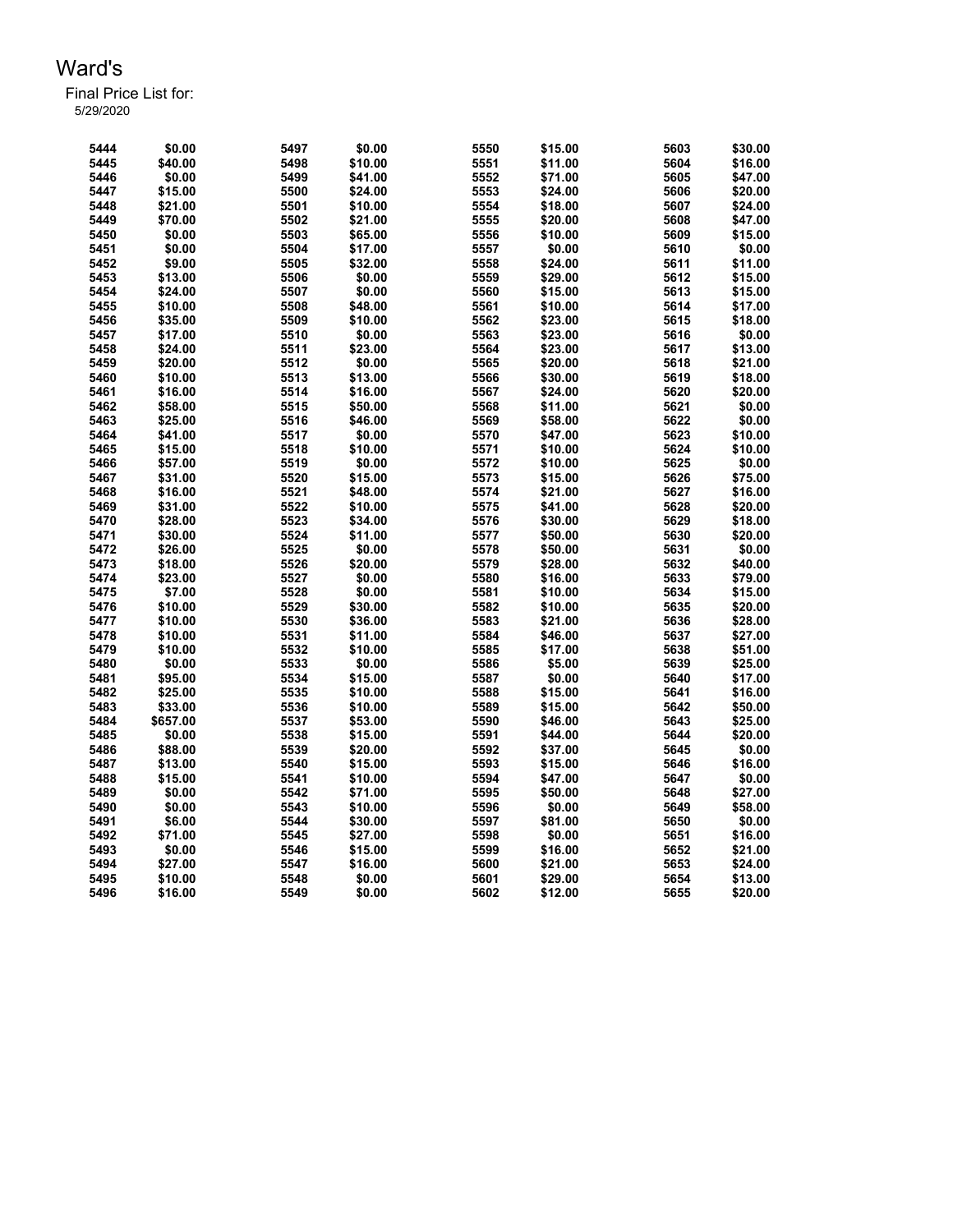# Ward's

Final Price List for:
5/29/2020

| | | | | | | | |
|---|---|---|---|---|---|---|---|
| 5444 | $0.00 | 5497 | $0.00 | 5550 | $15.00 | 5603 | $30.00 |
| 5445 | $40.00 | 5498 | $10.00 | 5551 | $11.00 | 5604 | $16.00 |
| 5446 | $0.00 | 5499 | $41.00 | 5552 | $71.00 | 5605 | $47.00 |
| 5447 | $15.00 | 5500 | $24.00 | 5553 | $24.00 | 5606 | $20.00 |
| 5448 | $21.00 | 5501 | $10.00 | 5554 | $18.00 | 5607 | $24.00 |
| 5449 | $70.00 | 5502 | $21.00 | 5555 | $20.00 | 5608 | $47.00 |
| 5450 | $0.00 | 5503 | $65.00 | 5556 | $10.00 | 5609 | $15.00 |
| 5451 | $0.00 | 5504 | $17.00 | 5557 | $0.00 | 5610 | $0.00 |
| 5452 | $9.00 | 5505 | $32.00 | 5558 | $24.00 | 5611 | $11.00 |
| 5453 | $13.00 | 5506 | $0.00 | 5559 | $29.00 | 5612 | $15.00 |
| 5454 | $24.00 | 5507 | $0.00 | 5560 | $15.00 | 5613 | $15.00 |
| 5455 | $10.00 | 5508 | $48.00 | 5561 | $10.00 | 5614 | $17.00 |
| 5456 | $35.00 | 5509 | $10.00 | 5562 | $23.00 | 5615 | $18.00 |
| 5457 | $17.00 | 5510 | $0.00 | 5563 | $23.00 | 5616 | $0.00 |
| 5458 | $24.00 | 5511 | $23.00 | 5564 | $23.00 | 5617 | $13.00 |
| 5459 | $20.00 | 5512 | $0.00 | 5565 | $20.00 | 5618 | $21.00 |
| 5460 | $10.00 | 5513 | $13.00 | 5566 | $30.00 | 5619 | $18.00 |
| 5461 | $16.00 | 5514 | $16.00 | 5567 | $24.00 | 5620 | $20.00 |
| 5462 | $58.00 | 5515 | $50.00 | 5568 | $11.00 | 5621 | $0.00 |
| 5463 | $25.00 | 5516 | $46.00 | 5569 | $58.00 | 5622 | $0.00 |
| 5464 | $41.00 | 5517 | $0.00 | 5570 | $47.00 | 5623 | $10.00 |
| 5465 | $15.00 | 5518 | $10.00 | 5571 | $10.00 | 5624 | $10.00 |
| 5466 | $57.00 | 5519 | $0.00 | 5572 | $10.00 | 5625 | $0.00 |
| 5467 | $31.00 | 5520 | $15.00 | 5573 | $15.00 | 5626 | $75.00 |
| 5468 | $16.00 | 5521 | $48.00 | 5574 | $21.00 | 5627 | $16.00 |
| 5469 | $31.00 | 5522 | $10.00 | 5575 | $41.00 | 5628 | $20.00 |
| 5470 | $28.00 | 5523 | $34.00 | 5576 | $30.00 | 5629 | $18.00 |
| 5471 | $30.00 | 5524 | $11.00 | 5577 | $50.00 | 5630 | $20.00 |
| 5472 | $26.00 | 5525 | $0.00 | 5578 | $50.00 | 5631 | $0.00 |
| 5473 | $18.00 | 5526 | $20.00 | 5579 | $28.00 | 5632 | $40.00 |
| 5474 | $23.00 | 5527 | $0.00 | 5580 | $16.00 | 5633 | $79.00 |
| 5475 | $7.00 | 5528 | $0.00 | 5581 | $10.00 | 5634 | $15.00 |
| 5476 | $10.00 | 5529 | $30.00 | 5582 | $10.00 | 5635 | $20.00 |
| 5477 | $10.00 | 5530 | $36.00 | 5583 | $21.00 | 5636 | $28.00 |
| 5478 | $10.00 | 5531 | $11.00 | 5584 | $46.00 | 5637 | $27.00 |
| 5479 | $10.00 | 5532 | $10.00 | 5585 | $17.00 | 5638 | $51.00 |
| 5480 | $0.00 | 5533 | $0.00 | 5586 | $5.00 | 5639 | $25.00 |
| 5481 | $95.00 | 5534 | $15.00 | 5587 | $0.00 | 5640 | $17.00 |
| 5482 | $25.00 | 5535 | $10.00 | 5588 | $15.00 | 5641 | $16.00 |
| 5483 | $33.00 | 5536 | $10.00 | 5589 | $15.00 | 5642 | $50.00 |
| 5484 | $657.00 | 5537 | $53.00 | 5590 | $46.00 | 5643 | $25.00 |
| 5485 | $0.00 | 5538 | $15.00 | 5591 | $44.00 | 5644 | $20.00 |
| 5486 | $88.00 | 5539 | $20.00 | 5592 | $37.00 | 5645 | $0.00 |
| 5487 | $13.00 | 5540 | $15.00 | 5593 | $15.00 | 5646 | $16.00 |
| 5488 | $15.00 | 5541 | $10.00 | 5594 | $47.00 | 5647 | $0.00 |
| 5489 | $0.00 | 5542 | $71.00 | 5595 | $50.00 | 5648 | $27.00 |
| 5490 | $0.00 | 5543 | $10.00 | 5596 | $0.00 | 5649 | $58.00 |
| 5491 | $6.00 | 5544 | $30.00 | 5597 | $81.00 | 5650 | $0.00 |
| 5492 | $71.00 | 5545 | $27.00 | 5598 | $0.00 | 5651 | $16.00 |
| 5493 | $0.00 | 5546 | $15.00 | 5599 | $16.00 | 5652 | $21.00 |
| 5494 | $27.00 | 5547 | $16.00 | 5600 | $21.00 | 5653 | $24.00 |
| 5495 | $10.00 | 5548 | $0.00 | 5601 | $29.00 | 5654 | $13.00 |
| 5496 | $16.00 | 5549 | $0.00 | 5602 | $12.00 | 5655 | $20.00 |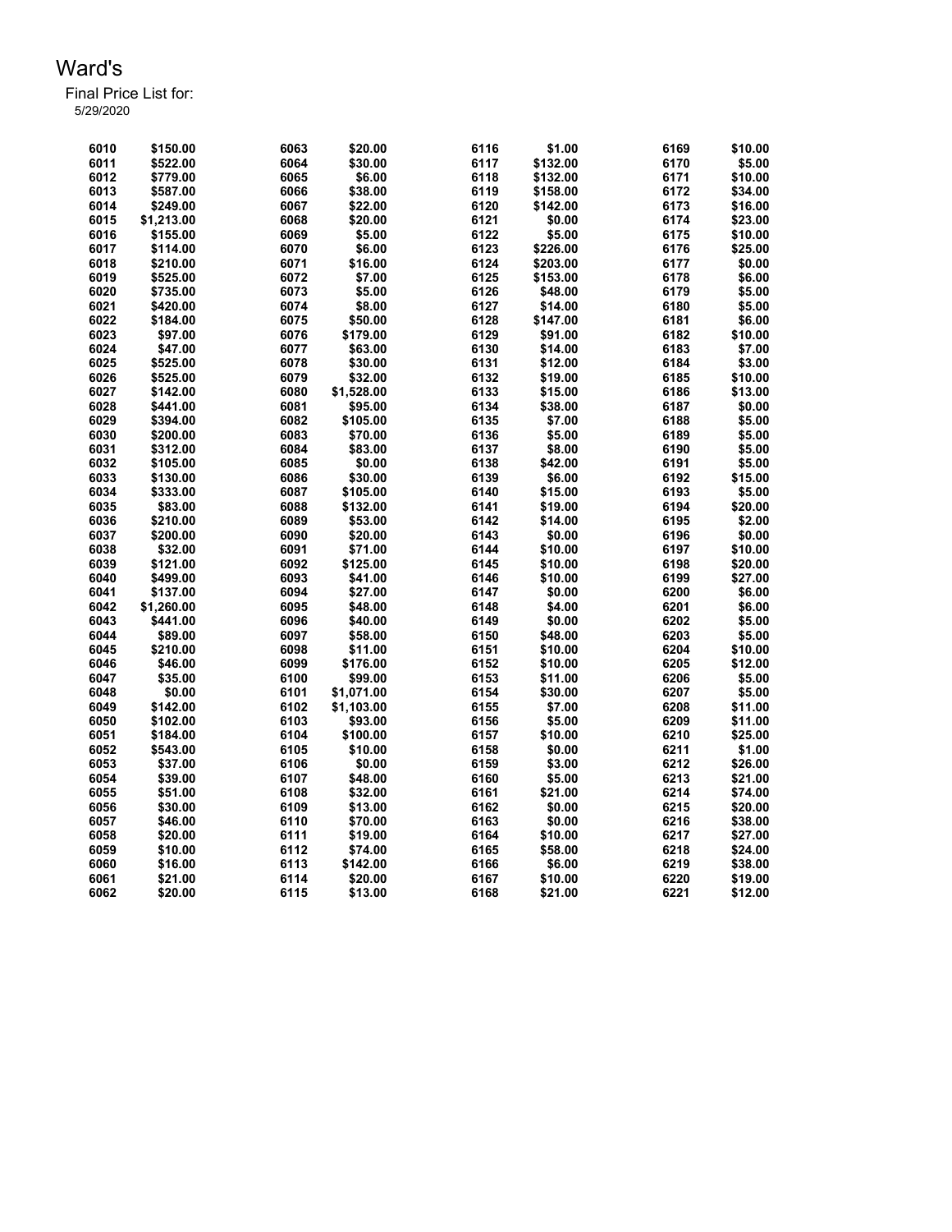# Ward's

Final Price List for:
5/29/2020

| | | | | | | | |
|---|---|---|---|---|---|---|---|
| 6010 | $150.00 | 6063 | $20.00 | 6116 | $1.00 | 6169 | $10.00 |
| 6011 | $522.00 | 6064 | $30.00 | 6117 | $132.00 | 6170 | $5.00 |
| 6012 | $779.00 | 6065 | $6.00 | 6118 | $132.00 | 6171 | $10.00 |
| 6013 | $587.00 | 6066 | $38.00 | 6119 | $158.00 | 6172 | $34.00 |
| 6014 | $249.00 | 6067 | $22.00 | 6120 | $142.00 | 6173 | $16.00 |
| 6015 | $1,213.00 | 6068 | $20.00 | 6121 | $0.00 | 6174 | $23.00 |
| 6016 | $155.00 | 6069 | $5.00 | 6122 | $5.00 | 6175 | $10.00 |
| 6017 | $114.00 | 6070 | $6.00 | 6123 | $226.00 | 6176 | $25.00 |
| 6018 | $210.00 | 6071 | $16.00 | 6124 | $203.00 | 6177 | $0.00 |
| 6019 | $525.00 | 6072 | $7.00 | 6125 | $153.00 | 6178 | $6.00 |
| 6020 | $735.00 | 6073 | $5.00 | 6126 | $48.00 | 6179 | $5.00 |
| 6021 | $420.00 | 6074 | $8.00 | 6127 | $14.00 | 6180 | $5.00 |
| 6022 | $184.00 | 6075 | $50.00 | 6128 | $147.00 | 6181 | $6.00 |
| 6023 | $97.00 | 6076 | $179.00 | 6129 | $91.00 | 6182 | $10.00 |
| 6024 | $47.00 | 6077 | $63.00 | 6130 | $14.00 | 6183 | $7.00 |
| 6025 | $525.00 | 6078 | $30.00 | 6131 | $12.00 | 6184 | $3.00 |
| 6026 | $525.00 | 6079 | $32.00 | 6132 | $19.00 | 6185 | $10.00 |
| 6027 | $142.00 | 6080 | $1,528.00 | 6133 | $15.00 | 6186 | $13.00 |
| 6028 | $441.00 | 6081 | $95.00 | 6134 | $38.00 | 6187 | $0.00 |
| 6029 | $394.00 | 6082 | $105.00 | 6135 | $7.00 | 6188 | $5.00 |
| 6030 | $200.00 | 6083 | $70.00 | 6136 | $5.00 | 6189 | $5.00 |
| 6031 | $312.00 | 6084 | $83.00 | 6137 | $8.00 | 6190 | $5.00 |
| 6032 | $105.00 | 6085 | $0.00 | 6138 | $42.00 | 6191 | $5.00 |
| 6033 | $130.00 | 6086 | $30.00 | 6139 | $6.00 | 6192 | $15.00 |
| 6034 | $333.00 | 6087 | $105.00 | 6140 | $15.00 | 6193 | $5.00 |
| 6035 | $83.00 | 6088 | $132.00 | 6141 | $19.00 | 6194 | $20.00 |
| 6036 | $210.00 | 6089 | $53.00 | 6142 | $14.00 | 6195 | $2.00 |
| 6037 | $200.00 | 6090 | $20.00 | 6143 | $0.00 | 6196 | $0.00 |
| 6038 | $32.00 | 6091 | $71.00 | 6144 | $10.00 | 6197 | $10.00 |
| 6039 | $121.00 | 6092 | $125.00 | 6145 | $10.00 | 6198 | $20.00 |
| 6040 | $499.00 | 6093 | $41.00 | 6146 | $10.00 | 6199 | $27.00 |
| 6041 | $137.00 | 6094 | $27.00 | 6147 | $0.00 | 6200 | $6.00 |
| 6042 | $1,260.00 | 6095 | $48.00 | 6148 | $4.00 | 6201 | $6.00 |
| 6043 | $441.00 | 6096 | $40.00 | 6149 | $0.00 | 6202 | $5.00 |
| 6044 | $89.00 | 6097 | $58.00 | 6150 | $48.00 | 6203 | $5.00 |
| 6045 | $210.00 | 6098 | $11.00 | 6151 | $10.00 | 6204 | $10.00 |
| 6046 | $46.00 | 6099 | $176.00 | 6152 | $10.00 | 6205 | $12.00 |
| 6047 | $35.00 | 6100 | $99.00 | 6153 | $11.00 | 6206 | $5.00 |
| 6048 | $0.00 | 6101 | $1,071.00 | 6154 | $30.00 | 6207 | $5.00 |
| 6049 | $142.00 | 6102 | $1,103.00 | 6155 | $7.00 | 6208 | $11.00 |
| 6050 | $102.00 | 6103 | $93.00 | 6156 | $5.00 | 6209 | $11.00 |
| 6051 | $184.00 | 6104 | $100.00 | 6157 | $10.00 | 6210 | $25.00 |
| 6052 | $543.00 | 6105 | $10.00 | 6158 | $0.00 | 6211 | $1.00 |
| 6053 | $37.00 | 6106 | $0.00 | 6159 | $3.00 | 6212 | $26.00 |
| 6054 | $39.00 | 6107 | $48.00 | 6160 | $5.00 | 6213 | $21.00 |
| 6055 | $51.00 | 6108 | $32.00 | 6161 | $21.00 | 6214 | $74.00 |
| 6056 | $30.00 | 6109 | $13.00 | 6162 | $0.00 | 6215 | $20.00 |
| 6057 | $46.00 | 6110 | $70.00 | 6163 | $0.00 | 6216 | $38.00 |
| 6058 | $20.00 | 6111 | $19.00 | 6164 | $10.00 | 6217 | $27.00 |
| 6059 | $10.00 | 6112 | $74.00 | 6165 | $58.00 | 6218 | $24.00 |
| 6060 | $16.00 | 6113 | $142.00 | 6166 | $6.00 | 6219 | $38.00 |
| 6061 | $21.00 | 6114 | $20.00 | 6167 | $10.00 | 6220 | $19.00 |
| 6062 | $20.00 | 6115 | $13.00 | 6168 | $21.00 | 6221 | $12.00 |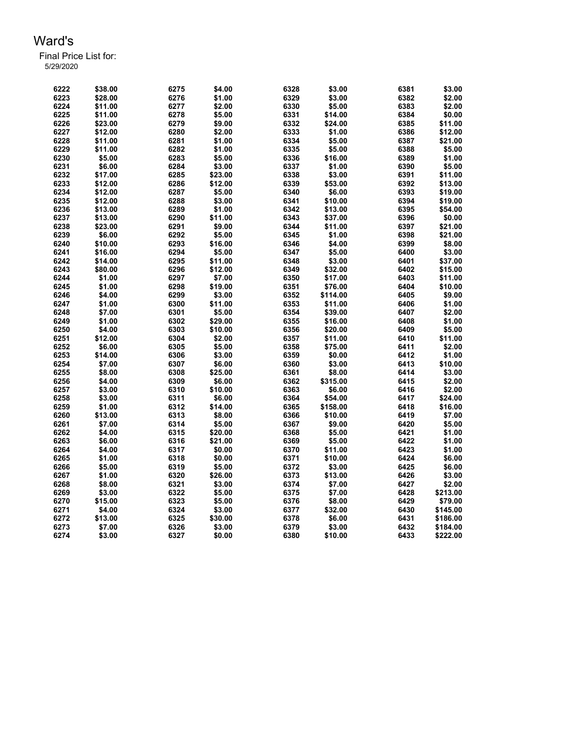# Ward's

Final Price List for:
5/29/2020

| | | | | | | | |
|---|---|---|---|---|---|---|---|
| 6222 | $38.00 | 6275 | $4.00 | 6328 | $3.00 | 6381 | $3.00 |
| 6223 | $28.00 | 6276 | $1.00 | 6329 | $3.00 | 6382 | $2.00 |
| 6224 | $11.00 | 6277 | $2.00 | 6330 | $5.00 | 6383 | $2.00 |
| 6225 | $11.00 | 6278 | $5.00 | 6331 | $14.00 | 6384 | $0.00 |
| 6226 | $23.00 | 6279 | $9.00 | 6332 | $24.00 | 6385 | $11.00 |
| 6227 | $12.00 | 6280 | $2.00 | 6333 | $1.00 | 6386 | $12.00 |
| 6228 | $11.00 | 6281 | $1.00 | 6334 | $5.00 | 6387 | $21.00 |
| 6229 | $11.00 | 6282 | $1.00 | 6335 | $5.00 | 6388 | $5.00 |
| 6230 | $5.00 | 6283 | $5.00 | 6336 | $16.00 | 6389 | $1.00 |
| 6231 | $6.00 | 6284 | $3.00 | 6337 | $1.00 | 6390 | $5.00 |
| 6232 | $17.00 | 6285 | $23.00 | 6338 | $3.00 | 6391 | $11.00 |
| 6233 | $12.00 | 6286 | $12.00 | 6339 | $53.00 | 6392 | $13.00 |
| 6234 | $12.00 | 6287 | $5.00 | 6340 | $6.00 | 6393 | $19.00 |
| 6235 | $12.00 | 6288 | $3.00 | 6341 | $10.00 | 6394 | $19.00 |
| 6236 | $13.00 | 6289 | $1.00 | 6342 | $13.00 | 6395 | $54.00 |
| 6237 | $13.00 | 6290 | $11.00 | 6343 | $37.00 | 6396 | $0.00 |
| 6238 | $23.00 | 6291 | $9.00 | 6344 | $11.00 | 6397 | $21.00 |
| 6239 | $6.00 | 6292 | $5.00 | 6345 | $1.00 | 6398 | $21.00 |
| 6240 | $10.00 | 6293 | $16.00 | 6346 | $4.00 | 6399 | $8.00 |
| 6241 | $16.00 | 6294 | $5.00 | 6347 | $5.00 | 6400 | $3.00 |
| 6242 | $14.00 | 6295 | $11.00 | 6348 | $3.00 | 6401 | $37.00 |
| 6243 | $80.00 | 6296 | $12.00 | 6349 | $32.00 | 6402 | $15.00 |
| 6244 | $1.00 | 6297 | $7.00 | 6350 | $17.00 | 6403 | $11.00 |
| 6245 | $1.00 | 6298 | $19.00 | 6351 | $76.00 | 6404 | $10.00 |
| 6246 | $4.00 | 6299 | $3.00 | 6352 | $114.00 | 6405 | $9.00 |
| 6247 | $1.00 | 6300 | $11.00 | 6353 | $11.00 | 6406 | $1.00 |
| 6248 | $7.00 | 6301 | $5.00 | 6354 | $39.00 | 6407 | $2.00 |
| 6249 | $1.00 | 6302 | $29.00 | 6355 | $16.00 | 6408 | $1.00 |
| 6250 | $4.00 | 6303 | $10.00 | 6356 | $20.00 | 6409 | $5.00 |
| 6251 | $12.00 | 6304 | $2.00 | 6357 | $11.00 | 6410 | $11.00 |
| 6252 | $6.00 | 6305 | $5.00 | 6358 | $75.00 | 6411 | $2.00 |
| 6253 | $14.00 | 6306 | $3.00 | 6359 | $0.00 | 6412 | $1.00 |
| 6254 | $7.00 | 6307 | $6.00 | 6360 | $3.00 | 6413 | $10.00 |
| 6255 | $8.00 | 6308 | $25.00 | 6361 | $8.00 | 6414 | $3.00 |
| 6256 | $4.00 | 6309 | $6.00 | 6362 | $315.00 | 6415 | $2.00 |
| 6257 | $3.00 | 6310 | $10.00 | 6363 | $6.00 | 6416 | $2.00 |
| 6258 | $3.00 | 6311 | $6.00 | 6364 | $54.00 | 6417 | $24.00 |
| 6259 | $1.00 | 6312 | $14.00 | 6365 | $158.00 | 6418 | $16.00 |
| 6260 | $13.00 | 6313 | $8.00 | 6366 | $10.00 | 6419 | $7.00 |
| 6261 | $7.00 | 6314 | $5.00 | 6367 | $9.00 | 6420 | $5.00 |
| 6262 | $4.00 | 6315 | $20.00 | 6368 | $5.00 | 6421 | $1.00 |
| 6263 | $6.00 | 6316 | $21.00 | 6369 | $5.00 | 6422 | $1.00 |
| 6264 | $4.00 | 6317 | $0.00 | 6370 | $11.00 | 6423 | $1.00 |
| 6265 | $1.00 | 6318 | $0.00 | 6371 | $10.00 | 6424 | $6.00 |
| 6266 | $5.00 | 6319 | $5.00 | 6372 | $3.00 | 6425 | $6.00 |
| 6267 | $1.00 | 6320 | $26.00 | 6373 | $13.00 | 6426 | $3.00 |
| 6268 | $8.00 | 6321 | $3.00 | 6374 | $7.00 | 6427 | $2.00 |
| 6269 | $3.00 | 6322 | $5.00 | 6375 | $7.00 | 6428 | $213.00 |
| 6270 | $15.00 | 6323 | $5.00 | 6376 | $8.00 | 6429 | $79.00 |
| 6271 | $4.00 | 6324 | $3.00 | 6377 | $32.00 | 6430 | $145.00 |
| 6272 | $13.00 | 6325 | $30.00 | 6378 | $6.00 | 6431 | $186.00 |
| 6273 | $7.00 | 6326 | $3.00 | 6379 | $3.00 | 6432 | $184.00 |
| 6274 | $3.00 | 6327 | $0.00 | 6380 | $10.00 | 6433 | $222.00 |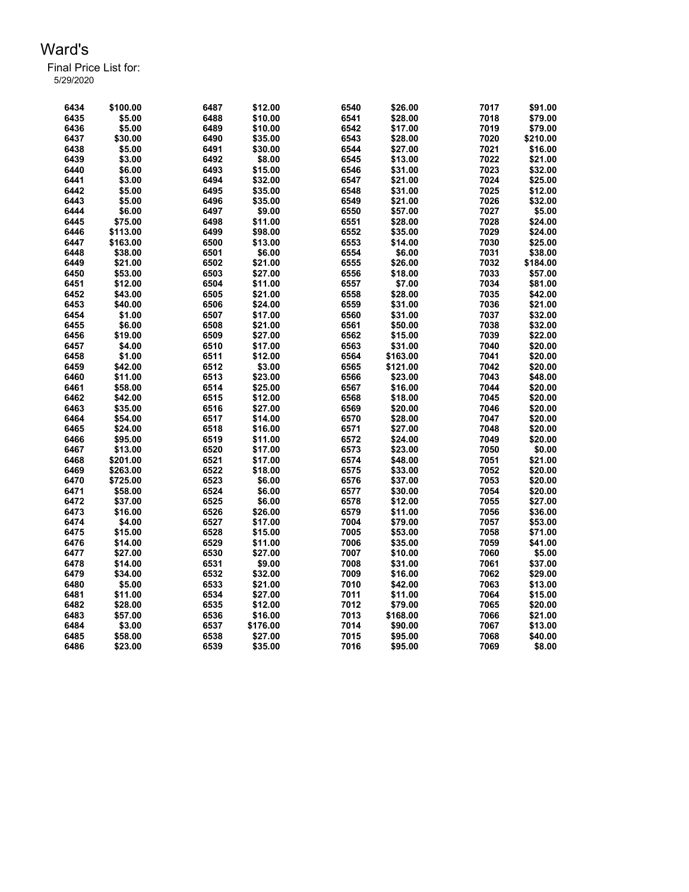# Ward's

Final Price List for:
5/29/2020

| | | | | | | | |
|---|---|---|---|---|---|---|---|
| 6434 | $100.00 | 6487 | $12.00 | 6540 | $26.00 | 7017 | $91.00 |
| 6435 | $5.00 | 6488 | $10.00 | 6541 | $28.00 | 7018 | $79.00 |
| 6436 | $5.00 | 6489 | $10.00 | 6542 | $17.00 | 7019 | $79.00 |
| 6437 | $30.00 | 6490 | $35.00 | 6543 | $28.00 | 7020 | $210.00 |
| 6438 | $5.00 | 6491 | $30.00 | 6544 | $27.00 | 7021 | $16.00 |
| 6439 | $3.00 | 6492 | $8.00 | 6545 | $13.00 | 7022 | $21.00 |
| 6440 | $6.00 | 6493 | $15.00 | 6546 | $31.00 | 7023 | $32.00 |
| 6441 | $3.00 | 6494 | $32.00 | 6547 | $21.00 | 7024 | $25.00 |
| 6442 | $5.00 | 6495 | $35.00 | 6548 | $31.00 | 7025 | $12.00 |
| 6443 | $5.00 | 6496 | $35.00 | 6549 | $21.00 | 7026 | $32.00 |
| 6444 | $6.00 | 6497 | $9.00 | 6550 | $57.00 | 7027 | $5.00 |
| 6445 | $75.00 | 6498 | $11.00 | 6551 | $28.00 | 7028 | $24.00 |
| 6446 | $113.00 | 6499 | $98.00 | 6552 | $35.00 | 7029 | $24.00 |
| 6447 | $163.00 | 6500 | $13.00 | 6553 | $14.00 | 7030 | $25.00 |
| 6448 | $38.00 | 6501 | $6.00 | 6554 | $6.00 | 7031 | $38.00 |
| 6449 | $21.00 | 6502 | $21.00 | 6555 | $26.00 | 7032 | $184.00 |
| 6450 | $53.00 | 6503 | $27.00 | 6556 | $18.00 | 7033 | $57.00 |
| 6451 | $12.00 | 6504 | $11.00 | 6557 | $7.00 | 7034 | $81.00 |
| 6452 | $43.00 | 6505 | $21.00 | 6558 | $28.00 | 7035 | $42.00 |
| 6453 | $40.00 | 6506 | $24.00 | 6559 | $31.00 | 7036 | $21.00 |
| 6454 | $1.00 | 6507 | $17.00 | 6560 | $31.00 | 7037 | $32.00 |
| 6455 | $6.00 | 6508 | $21.00 | 6561 | $50.00 | 7038 | $32.00 |
| 6456 | $19.00 | 6509 | $27.00 | 6562 | $15.00 | 7039 | $22.00 |
| 6457 | $4.00 | 6510 | $17.00 | 6563 | $31.00 | 7040 | $20.00 |
| 6458 | $1.00 | 6511 | $12.00 | 6564 | $163.00 | 7041 | $20.00 |
| 6459 | $42.00 | 6512 | $3.00 | 6565 | $121.00 | 7042 | $20.00 |
| 6460 | $11.00 | 6513 | $23.00 | 6566 | $23.00 | 7043 | $48.00 |
| 6461 | $58.00 | 6514 | $25.00 | 6567 | $16.00 | 7044 | $20.00 |
| 6462 | $42.00 | 6515 | $12.00 | 6568 | $18.00 | 7045 | $20.00 |
| 6463 | $35.00 | 6516 | $27.00 | 6569 | $20.00 | 7046 | $20.00 |
| 6464 | $54.00 | 6517 | $14.00 | 6570 | $28.00 | 7047 | $20.00 |
| 6465 | $24.00 | 6518 | $16.00 | 6571 | $27.00 | 7048 | $20.00 |
| 6466 | $95.00 | 6519 | $11.00 | 6572 | $24.00 | 7049 | $20.00 |
| 6467 | $13.00 | 6520 | $17.00 | 6573 | $23.00 | 7050 | $0.00 |
| 6468 | $201.00 | 6521 | $17.00 | 6574 | $48.00 | 7051 | $21.00 |
| 6469 | $263.00 | 6522 | $18.00 | 6575 | $33.00 | 7052 | $20.00 |
| 6470 | $725.00 | 6523 | $6.00 | 6576 | $37.00 | 7053 | $20.00 |
| 6471 | $58.00 | 6524 | $6.00 | 6577 | $30.00 | 7054 | $20.00 |
| 6472 | $37.00 | 6525 | $6.00 | 6578 | $12.00 | 7055 | $27.00 |
| 6473 | $16.00 | 6526 | $26.00 | 6579 | $11.00 | 7056 | $36.00 |
| 6474 | $4.00 | 6527 | $17.00 | 7004 | $79.00 | 7057 | $53.00 |
| 6475 | $15.00 | 6528 | $15.00 | 7005 | $53.00 | 7058 | $71.00 |
| 6476 | $14.00 | 6529 | $11.00 | 7006 | $35.00 | 7059 | $41.00 |
| 6477 | $27.00 | 6530 | $27.00 | 7007 | $10.00 | 7060 | $5.00 |
| 6478 | $14.00 | 6531 | $9.00 | 7008 | $31.00 | 7061 | $37.00 |
| 6479 | $34.00 | 6532 | $32.00 | 7009 | $16.00 | 7062 | $29.00 |
| 6480 | $5.00 | 6533 | $21.00 | 7010 | $42.00 | 7063 | $13.00 |
| 6481 | $11.00 | 6534 | $27.00 | 7011 | $11.00 | 7064 | $15.00 |
| 6482 | $28.00 | 6535 | $12.00 | 7012 | $79.00 | 7065 | $20.00 |
| 6483 | $57.00 | 6536 | $16.00 | 7013 | $168.00 | 7066 | $21.00 |
| 6484 | $3.00 | 6537 | $176.00 | 7014 | $90.00 | 7067 | $13.00 |
| 6485 | $58.00 | 6538 | $27.00 | 7015 | $95.00 | 7068 | $40.00 |
| 6486 | $23.00 | 6539 | $35.00 | 7016 | $95.00 | 7069 | $8.00 |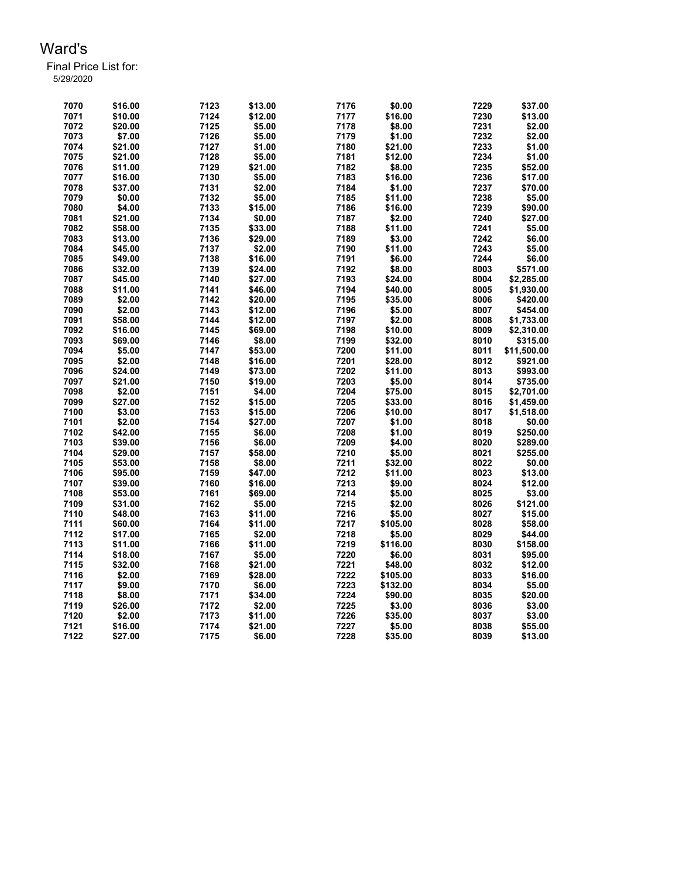# Ward's

Final Price List for:
5/29/2020

| | | | | | | | |
|---|---|---|---|---|---|---|---|
| 7070 | $16.00 | 7123 | $13.00 | 7176 | $0.00 | 7229 | $37.00 |
| 7071 | $10.00 | 7124 | $12.00 | 7177 | $16.00 | 7230 | $13.00 |
| 7072 | $20.00 | 7125 | $5.00 | 7178 | $8.00 | 7231 | $2.00 |
| 7073 | $7.00 | 7126 | $5.00 | 7179 | $1.00 | 7232 | $2.00 |
| 7074 | $21.00 | 7127 | $1.00 | 7180 | $21.00 | 7233 | $1.00 |
| 7075 | $21.00 | 7128 | $5.00 | 7181 | $12.00 | 7234 | $1.00 |
| 7076 | $11.00 | 7129 | $21.00 | 7182 | $8.00 | 7235 | $52.00 |
| 7077 | $16.00 | 7130 | $5.00 | 7183 | $16.00 | 7236 | $17.00 |
| 7078 | $37.00 | 7131 | $2.00 | 7184 | $1.00 | 7237 | $70.00 |
| 7079 | $0.00 | 7132 | $5.00 | 7185 | $11.00 | 7238 | $5.00 |
| 7080 | $4.00 | 7133 | $15.00 | 7186 | $16.00 | 7239 | $90.00 |
| 7081 | $21.00 | 7134 | $0.00 | 7187 | $2.00 | 7240 | $27.00 |
| 7082 | $58.00 | 7135 | $33.00 | 7188 | $11.00 | 7241 | $5.00 |
| 7083 | $13.00 | 7136 | $29.00 | 7189 | $3.00 | 7242 | $6.00 |
| 7084 | $45.00 | 7137 | $2.00 | 7190 | $11.00 | 7243 | $5.00 |
| 7085 | $49.00 | 7138 | $16.00 | 7191 | $6.00 | 7244 | $6.00 |
| 7086 | $32.00 | 7139 | $24.00 | 7192 | $8.00 | 8003 | $571.00 |
| 7087 | $45.00 | 7140 | $27.00 | 7193 | $24.00 | 8004 | $2,285.00 |
| 7088 | $11.00 | 7141 | $46.00 | 7194 | $40.00 | 8005 | $1,930.00 |
| 7089 | $2.00 | 7142 | $20.00 | 7195 | $35.00 | 8006 | $420.00 |
| 7090 | $2.00 | 7143 | $12.00 | 7196 | $5.00 | 8007 | $454.00 |
| 7091 | $58.00 | 7144 | $12.00 | 7197 | $2.00 | 8008 | $1,733.00 |
| 7092 | $16.00 | 7145 | $69.00 | 7198 | $10.00 | 8009 | $2,310.00 |
| 7093 | $69.00 | 7146 | $8.00 | 7199 | $32.00 | 8010 | $315.00 |
| 7094 | $5.00 | 7147 | $53.00 | 7200 | $11.00 | 8011 | $11,500.00 |
| 7095 | $2.00 | 7148 | $16.00 | 7201 | $28.00 | 8012 | $921.00 |
| 7096 | $24.00 | 7149 | $73.00 | 7202 | $11.00 | 8013 | $993.00 |
| 7097 | $21.00 | 7150 | $19.00 | 7203 | $5.00 | 8014 | $735.00 |
| 7098 | $2.00 | 7151 | $4.00 | 7204 | $75.00 | 8015 | $2,701.00 |
| 7099 | $27.00 | 7152 | $15.00 | 7205 | $33.00 | 8016 | $1,459.00 |
| 7100 | $3.00 | 7153 | $15.00 | 7206 | $10.00 | 8017 | $1,518.00 |
| 7101 | $2.00 | 7154 | $27.00 | 7207 | $1.00 | 8018 | $0.00 |
| 7102 | $42.00 | 7155 | $6.00 | 7208 | $1.00 | 8019 | $250.00 |
| 7103 | $39.00 | 7156 | $6.00 | 7209 | $4.00 | 8020 | $289.00 |
| 7104 | $29.00 | 7157 | $58.00 | 7210 | $5.00 | 8021 | $255.00 |
| 7105 | $53.00 | 7158 | $8.00 | 7211 | $32.00 | 8022 | $0.00 |
| 7106 | $95.00 | 7159 | $47.00 | 7212 | $11.00 | 8023 | $13.00 |
| 7107 | $39.00 | 7160 | $16.00 | 7213 | $9.00 | 8024 | $12.00 |
| 7108 | $53.00 | 7161 | $69.00 | 7214 | $5.00 | 8025 | $3.00 |
| 7109 | $31.00 | 7162 | $5.00 | 7215 | $2.00 | 8026 | $121.00 |
| 7110 | $48.00 | 7163 | $11.00 | 7216 | $5.00 | 8027 | $15.00 |
| 7111 | $60.00 | 7164 | $11.00 | 7217 | $105.00 | 8028 | $58.00 |
| 7112 | $17.00 | 7165 | $2.00 | 7218 | $5.00 | 8029 | $44.00 |
| 7113 | $11.00 | 7166 | $11.00 | 7219 | $116.00 | 8030 | $158.00 |
| 7114 | $18.00 | 7167 | $5.00 | 7220 | $6.00 | 8031 | $95.00 |
| 7115 | $32.00 | 7168 | $21.00 | 7221 | $48.00 | 8032 | $12.00 |
| 7116 | $2.00 | 7169 | $28.00 | 7222 | $105.00 | 8033 | $16.00 |
| 7117 | $9.00 | 7170 | $6.00 | 7223 | $132.00 | 8034 | $5.00 |
| 7118 | $8.00 | 7171 | $34.00 | 7224 | $90.00 | 8035 | $20.00 |
| 7119 | $26.00 | 7172 | $2.00 | 7225 | $3.00 | 8036 | $3.00 |
| 7120 | $2.00 | 7173 | $11.00 | 7226 | $35.00 | 8037 | $3.00 |
| 7121 | $16.00 | 7174 | $21.00 | 7227 | $5.00 | 8038 | $55.00 |
| 7122 | $27.00 | 7175 | $6.00 | 7228 | $35.00 | 8039 | $13.00 |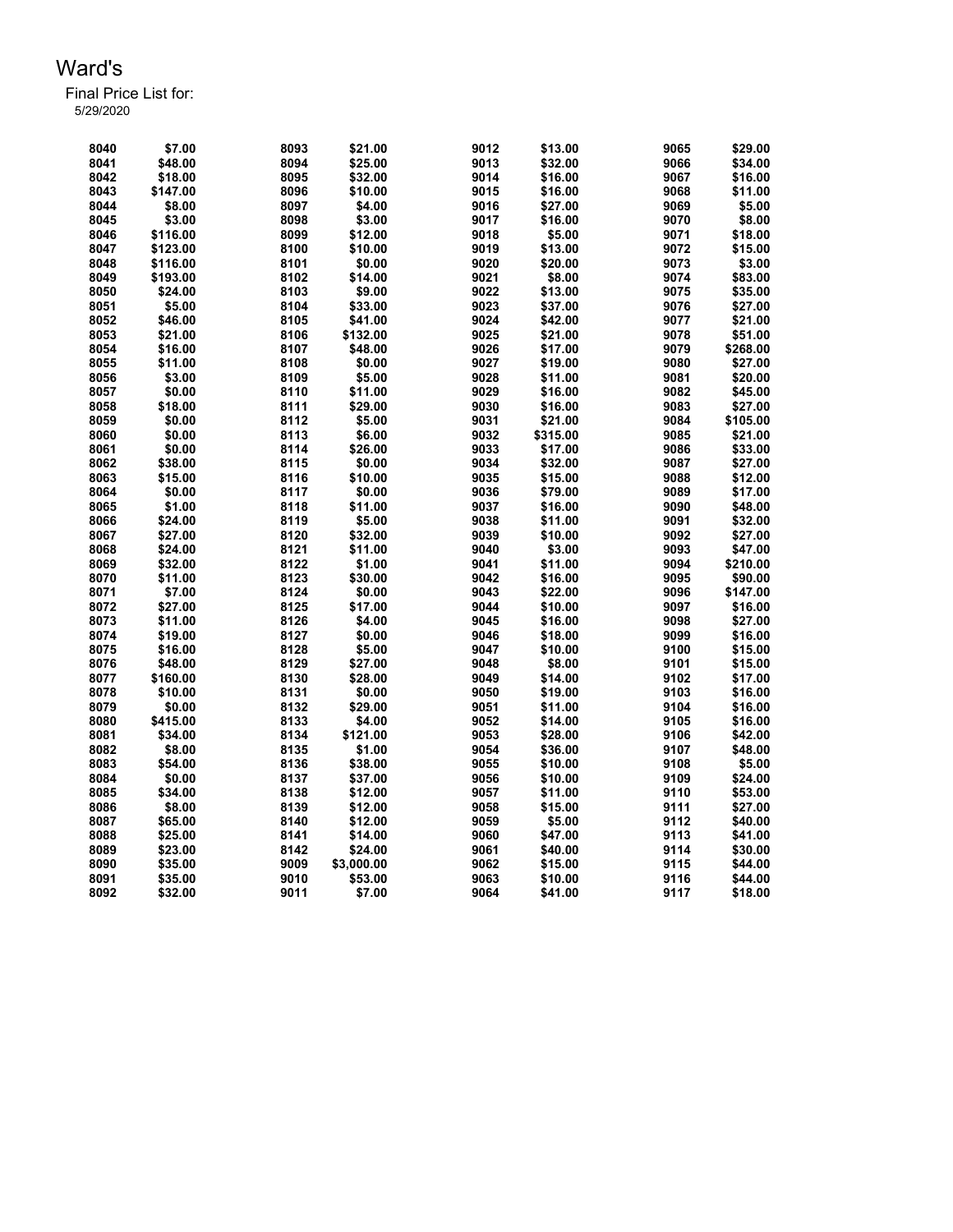# Ward's

Final Price List for:
5/29/2020

| | | | | | | | |
|---|---|---|---|---|---|---|---|
| 8040 | $7.00 | 8093 | $21.00 | 9012 | $13.00 | 9065 | $29.00 |
| 8041 | $48.00 | 8094 | $25.00 | 9013 | $32.00 | 9066 | $34.00 |
| 8042 | $18.00 | 8095 | $32.00 | 9014 | $16.00 | 9067 | $16.00 |
| 8043 | $147.00 | 8096 | $10.00 | 9015 | $16.00 | 9068 | $11.00 |
| 8044 | $8.00 | 8097 | $4.00 | 9016 | $27.00 | 9069 | $5.00 |
| 8045 | $3.00 | 8098 | $3.00 | 9017 | $16.00 | 9070 | $8.00 |
| 8046 | $116.00 | 8099 | $12.00 | 9018 | $5.00 | 9071 | $18.00 |
| 8047 | $123.00 | 8100 | $10.00 | 9019 | $13.00 | 9072 | $15.00 |
| 8048 | $116.00 | 8101 | $0.00 | 9020 | $20.00 | 9073 | $3.00 |
| 8049 | $193.00 | 8102 | $14.00 | 9021 | $8.00 | 9074 | $83.00 |
| 8050 | $24.00 | 8103 | $9.00 | 9022 | $13.00 | 9075 | $35.00 |
| 8051 | $5.00 | 8104 | $33.00 | 9023 | $37.00 | 9076 | $27.00 |
| 8052 | $46.00 | 8105 | $41.00 | 9024 | $42.00 | 9077 | $21.00 |
| 8053 | $21.00 | 8106 | $132.00 | 9025 | $21.00 | 9078 | $51.00 |
| 8054 | $16.00 | 8107 | $48.00 | 9026 | $17.00 | 9079 | $268.00 |
| 8055 | $11.00 | 8108 | $0.00 | 9027 | $19.00 | 9080 | $27.00 |
| 8056 | $3.00 | 8109 | $5.00 | 9028 | $11.00 | 9081 | $20.00 |
| 8057 | $0.00 | 8110 | $11.00 | 9029 | $16.00 | 9082 | $45.00 |
| 8058 | $18.00 | 8111 | $29.00 | 9030 | $16.00 | 9083 | $27.00 |
| 8059 | $0.00 | 8112 | $5.00 | 9031 | $21.00 | 9084 | $105.00 |
| 8060 | $0.00 | 8113 | $6.00 | 9032 | $315.00 | 9085 | $21.00 |
| 8061 | $0.00 | 8114 | $26.00 | 9033 | $17.00 | 9086 | $33.00 |
| 8062 | $38.00 | 8115 | $0.00 | 9034 | $32.00 | 9087 | $27.00 |
| 8063 | $15.00 | 8116 | $10.00 | 9035 | $15.00 | 9088 | $12.00 |
| 8064 | $0.00 | 8117 | $0.00 | 9036 | $79.00 | 9089 | $17.00 |
| 8065 | $1.00 | 8118 | $11.00 | 9037 | $16.00 | 9090 | $48.00 |
| 8066 | $24.00 | 8119 | $5.00 | 9038 | $11.00 | 9091 | $32.00 |
| 8067 | $27.00 | 8120 | $32.00 | 9039 | $10.00 | 9092 | $27.00 |
| 8068 | $24.00 | 8121 | $11.00 | 9040 | $3.00 | 9093 | $47.00 |
| 8069 | $32.00 | 8122 | $1.00 | 9041 | $11.00 | 9094 | $210.00 |
| 8070 | $11.00 | 8123 | $30.00 | 9042 | $16.00 | 9095 | $90.00 |
| 8071 | $7.00 | 8124 | $0.00 | 9043 | $22.00 | 9096 | $147.00 |
| 8072 | $27.00 | 8125 | $17.00 | 9044 | $10.00 | 9097 | $16.00 |
| 8073 | $11.00 | 8126 | $4.00 | 9045 | $16.00 | 9098 | $27.00 |
| 8074 | $19.00 | 8127 | $0.00 | 9046 | $18.00 | 9099 | $16.00 |
| 8075 | $16.00 | 8128 | $5.00 | 9047 | $10.00 | 9100 | $15.00 |
| 8076 | $48.00 | 8129 | $27.00 | 9048 | $8.00 | 9101 | $15.00 |
| 8077 | $160.00 | 8130 | $28.00 | 9049 | $14.00 | 9102 | $17.00 |
| 8078 | $10.00 | 8131 | $0.00 | 9050 | $19.00 | 9103 | $16.00 |
| 8079 | $0.00 | 8132 | $29.00 | 9051 | $11.00 | 9104 | $16.00 |
| 8080 | $415.00 | 8133 | $4.00 | 9052 | $14.00 | 9105 | $16.00 |
| 8081 | $34.00 | 8134 | $121.00 | 9053 | $28.00 | 9106 | $42.00 |
| 8082 | $8.00 | 8135 | $1.00 | 9054 | $36.00 | 9107 | $48.00 |
| 8083 | $54.00 | 8136 | $38.00 | 9055 | $10.00 | 9108 | $5.00 |
| 8084 | $0.00 | 8137 | $37.00 | 9056 | $10.00 | 9109 | $24.00 |
| 8085 | $34.00 | 8138 | $12.00 | 9057 | $11.00 | 9110 | $53.00 |
| 8086 | $8.00 | 8139 | $12.00 | 9058 | $15.00 | 9111 | $27.00 |
| 8087 | $65.00 | 8140 | $12.00 | 9059 | $5.00 | 9112 | $40.00 |
| 8088 | $25.00 | 8141 | $14.00 | 9060 | $47.00 | 9113 | $41.00 |
| 8089 | $23.00 | 8142 | $24.00 | 9061 | $40.00 | 9114 | $30.00 |
| 8090 | $35.00 | 9009 | $3,000.00 | 9062 | $15.00 | 9115 | $44.00 |
| 8091 | $35.00 | 9010 | $53.00 | 9063 | $10.00 | 9116 | $44.00 |
| 8092 | $32.00 | 9011 | $7.00 | 9064 | $41.00 | 9117 | $18.00 |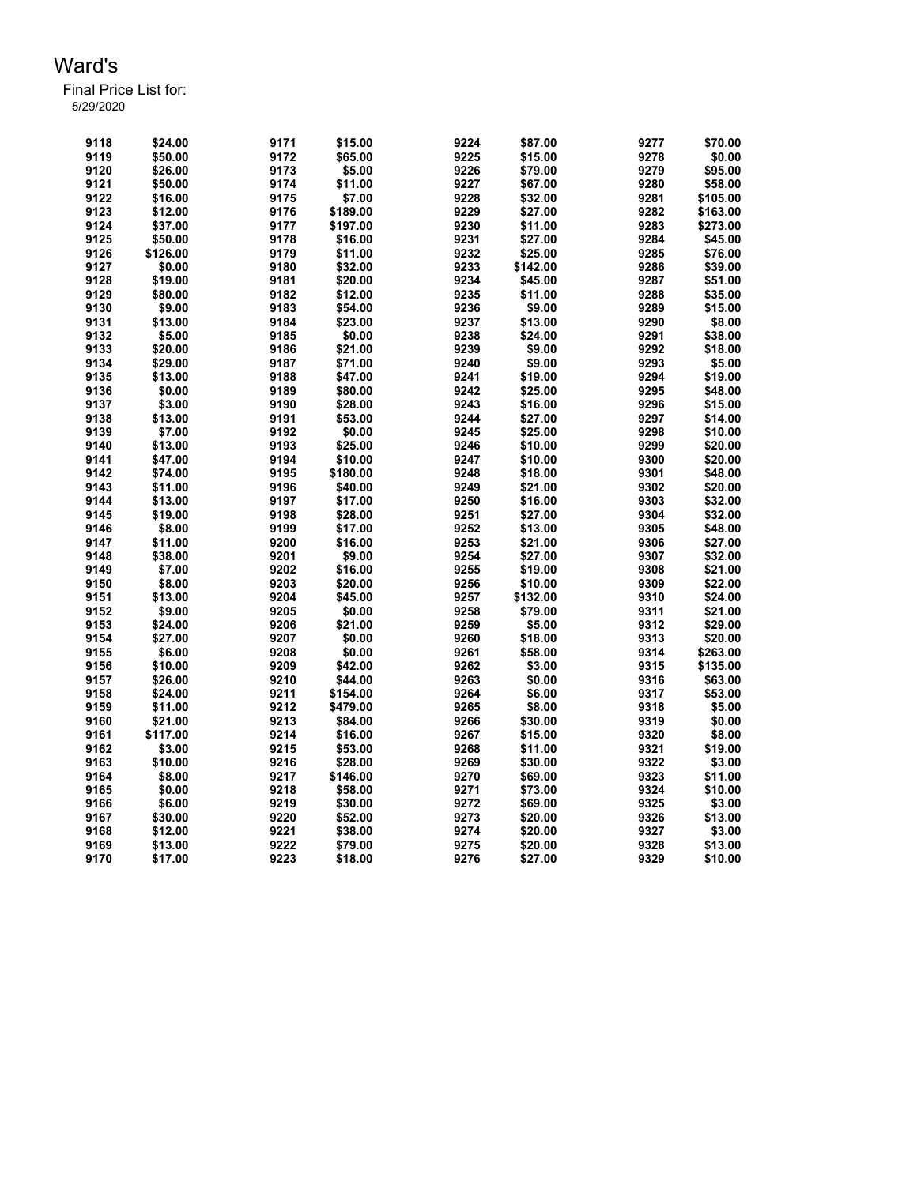# Ward's

Final Price List for:
5/29/2020

| | | | | | | | |
|---|---|---|---|---|---|---|---|
| 9118 | $24.00 | 9171 | $15.00 | 9224 | $87.00 | 9277 | $70.00 |
| 9119 | $50.00 | 9172 | $65.00 | 9225 | $15.00 | 9278 | $0.00 |
| 9120 | $26.00 | 9173 | $5.00 | 9226 | $79.00 | 9279 | $95.00 |
| 9121 | $50.00 | 9174 | $11.00 | 9227 | $67.00 | 9280 | $58.00 |
| 9122 | $16.00 | 9175 | $7.00 | 9228 | $32.00 | 9281 | $105.00 |
| 9123 | $12.00 | 9176 | $189.00 | 9229 | $27.00 | 9282 | $163.00 |
| 9124 | $37.00 | 9177 | $197.00 | 9230 | $11.00 | 9283 | $273.00 |
| 9125 | $50.00 | 9178 | $16.00 | 9231 | $27.00 | 9284 | $45.00 |
| 9126 | $126.00 | 9179 | $11.00 | 9232 | $25.00 | 9285 | $76.00 |
| 9127 | $0.00 | 9180 | $32.00 | 9233 | $142.00 | 9286 | $39.00 |
| 9128 | $19.00 | 9181 | $20.00 | 9234 | $45.00 | 9287 | $51.00 |
| 9129 | $80.00 | 9182 | $12.00 | 9235 | $11.00 | 9288 | $35.00 |
| 9130 | $9.00 | 9183 | $54.00 | 9236 | $9.00 | 9289 | $15.00 |
| 9131 | $13.00 | 9184 | $23.00 | 9237 | $13.00 | 9290 | $8.00 |
| 9132 | $5.00 | 9185 | $0.00 | 9238 | $24.00 | 9291 | $38.00 |
| 9133 | $20.00 | 9186 | $21.00 | 9239 | $9.00 | 9292 | $18.00 |
| 9134 | $29.00 | 9187 | $71.00 | 9240 | $9.00 | 9293 | $5.00 |
| 9135 | $13.00 | 9188 | $47.00 | 9241 | $19.00 | 9294 | $19.00 |
| 9136 | $0.00 | 9189 | $80.00 | 9242 | $25.00 | 9295 | $48.00 |
| 9137 | $3.00 | 9190 | $28.00 | 9243 | $16.00 | 9296 | $15.00 |
| 9138 | $13.00 | 9191 | $53.00 | 9244 | $27.00 | 9297 | $14.00 |
| 9139 | $7.00 | 9192 | $0.00 | 9245 | $25.00 | 9298 | $10.00 |
| 9140 | $13.00 | 9193 | $25.00 | 9246 | $10.00 | 9299 | $20.00 |
| 9141 | $47.00 | 9194 | $10.00 | 9247 | $10.00 | 9300 | $20.00 |
| 9142 | $74.00 | 9195 | $180.00 | 9248 | $18.00 | 9301 | $48.00 |
| 9143 | $11.00 | 9196 | $40.00 | 9249 | $21.00 | 9302 | $20.00 |
| 9144 | $13.00 | 9197 | $17.00 | 9250 | $16.00 | 9303 | $32.00 |
| 9145 | $19.00 | 9198 | $28.00 | 9251 | $27.00 | 9304 | $32.00 |
| 9146 | $8.00 | 9199 | $17.00 | 9252 | $13.00 | 9305 | $48.00 |
| 9147 | $11.00 | 9200 | $16.00 | 9253 | $21.00 | 9306 | $27.00 |
| 9148 | $38.00 | 9201 | $9.00 | 9254 | $27.00 | 9307 | $32.00 |
| 9149 | $7.00 | 9202 | $16.00 | 9255 | $19.00 | 9308 | $21.00 |
| 9150 | $8.00 | 9203 | $20.00 | 9256 | $10.00 | 9309 | $22.00 |
| 9151 | $13.00 | 9204 | $45.00 | 9257 | $132.00 | 9310 | $24.00 |
| 9152 | $9.00 | 9205 | $0.00 | 9258 | $79.00 | 9311 | $21.00 |
| 9153 | $24.00 | 9206 | $21.00 | 9259 | $5.00 | 9312 | $29.00 |
| 9154 | $27.00 | 9207 | $0.00 | 9260 | $18.00 | 9313 | $20.00 |
| 9155 | $6.00 | 9208 | $0.00 | 9261 | $58.00 | 9314 | $263.00 |
| 9156 | $10.00 | 9209 | $42.00 | 9262 | $3.00 | 9315 | $135.00 |
| 9157 | $26.00 | 9210 | $44.00 | 9263 | $0.00 | 9316 | $63.00 |
| 9158 | $24.00 | 9211 | $154.00 | 9264 | $6.00 | 9317 | $53.00 |
| 9159 | $11.00 | 9212 | $479.00 | 9265 | $8.00 | 9318 | $5.00 |
| 9160 | $21.00 | 9213 | $84.00 | 9266 | $30.00 | 9319 | $0.00 |
| 9161 | $117.00 | 9214 | $16.00 | 9267 | $15.00 | 9320 | $8.00 |
| 9162 | $3.00 | 9215 | $53.00 | 9268 | $11.00 | 9321 | $19.00 |
| 9163 | $10.00 | 9216 | $28.00 | 9269 | $30.00 | 9322 | $3.00 |
| 9164 | $8.00 | 9217 | $146.00 | 9270 | $69.00 | 9323 | $11.00 |
| 9165 | $0.00 | 9218 | $58.00 | 9271 | $73.00 | 9324 | $10.00 |
| 9166 | $6.00 | 9219 | $30.00 | 9272 | $69.00 | 9325 | $3.00 |
| 9167 | $30.00 | 9220 | $52.00 | 9273 | $20.00 | 9326 | $13.00 |
| 9168 | $12.00 | 9221 | $38.00 | 9274 | $20.00 | 9327 | $3.00 |
| 9169 | $13.00 | 9222 | $79.00 | 9275 | $20.00 | 9328 | $13.00 |
| 9170 | $17.00 | 9223 | $18.00 | 9276 | $27.00 | 9329 | $10.00 |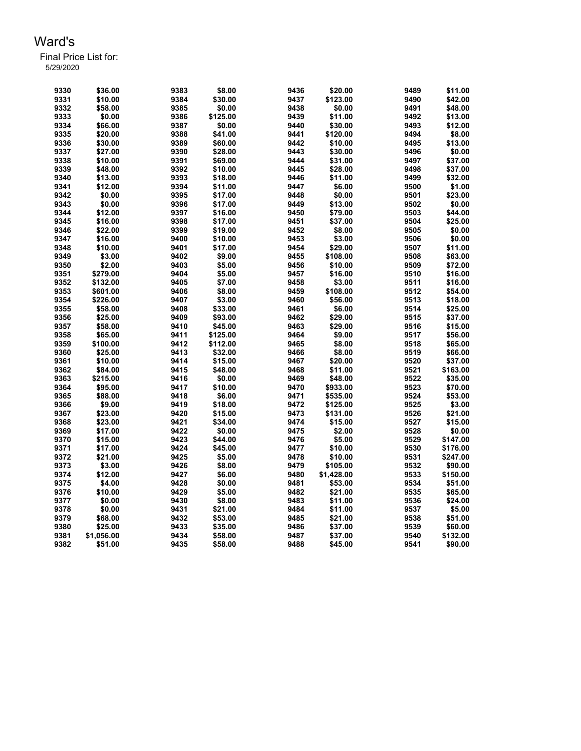# Ward's

Final Price List for:

5/29/2020

| Item | Price | Item | Price | Item | Price | Item | Price |
|---|---|---|---|---|---|---|---|
| 9330 | $36.00 | 9383 | $8.00 | 9436 | $20.00 | 9489 | $11.00 |
| 9331 | $10.00 | 9384 | $30.00 | 9437 | $123.00 | 9490 | $42.00 |
| 9332 | $58.00 | 9385 | $0.00 | 9438 | $0.00 | 9491 | $48.00 |
| 9333 | $0.00 | 9386 | $125.00 | 9439 | $11.00 | 9492 | $13.00 |
| 9334 | $66.00 | 9387 | $0.00 | 9440 | $30.00 | 9493 | $12.00 |
| 9335 | $20.00 | 9388 | $41.00 | 9441 | $120.00 | 9494 | $8.00 |
| 9336 | $30.00 | 9389 | $60.00 | 9442 | $10.00 | 9495 | $13.00 |
| 9337 | $27.00 | 9390 | $28.00 | 9443 | $30.00 | 9496 | $0.00 |
| 9338 | $10.00 | 9391 | $69.00 | 9444 | $31.00 | 9497 | $37.00 |
| 9339 | $48.00 | 9392 | $10.00 | 9445 | $28.00 | 9498 | $37.00 |
| 9340 | $13.00 | 9393 | $18.00 | 9446 | $11.00 | 9499 | $32.00 |
| 9341 | $12.00 | 9394 | $11.00 | 9447 | $6.00 | 9500 | $1.00 |
| 9342 | $0.00 | 9395 | $17.00 | 9448 | $0.00 | 9501 | $23.00 |
| 9343 | $0.00 | 9396 | $17.00 | 9449 | $13.00 | 9502 | $0.00 |
| 9344 | $12.00 | 9397 | $16.00 | 9450 | $79.00 | 9503 | $44.00 |
| 9345 | $16.00 | 9398 | $17.00 | 9451 | $37.00 | 9504 | $25.00 |
| 9346 | $22.00 | 9399 | $19.00 | 9452 | $8.00 | 9505 | $0.00 |
| 9347 | $16.00 | 9400 | $10.00 | 9453 | $3.00 | 9506 | $0.00 |
| 9348 | $10.00 | 9401 | $17.00 | 9454 | $29.00 | 9507 | $11.00 |
| 9349 | $3.00 | 9402 | $9.00 | 9455 | $108.00 | 9508 | $63.00 |
| 9350 | $2.00 | 9403 | $5.00 | 9456 | $10.00 | 9509 | $72.00 |
| 9351 | $279.00 | 9404 | $5.00 | 9457 | $16.00 | 9510 | $16.00 |
| 9352 | $132.00 | 9405 | $7.00 | 9458 | $3.00 | 9511 | $16.00 |
| 9353 | $601.00 | 9406 | $8.00 | 9459 | $108.00 | 9512 | $54.00 |
| 9354 | $226.00 | 9407 | $3.00 | 9460 | $56.00 | 9513 | $18.00 |
| 9355 | $58.00 | 9408 | $33.00 | 9461 | $6.00 | 9514 | $25.00 |
| 9356 | $25.00 | 9409 | $93.00 | 9462 | $29.00 | 9515 | $37.00 |
| 9357 | $58.00 | 9410 | $45.00 | 9463 | $29.00 | 9516 | $15.00 |
| 9358 | $65.00 | 9411 | $125.00 | 9464 | $9.00 | 9517 | $56.00 |
| 9359 | $100.00 | 9412 | $112.00 | 9465 | $8.00 | 9518 | $65.00 |
| 9360 | $25.00 | 9413 | $32.00 | 9466 | $8.00 | 9519 | $66.00 |
| 9361 | $10.00 | 9414 | $15.00 | 9467 | $20.00 | 9520 | $37.00 |
| 9362 | $84.00 | 9415 | $48.00 | 9468 | $11.00 | 9521 | $163.00 |
| 9363 | $215.00 | 9416 | $0.00 | 9469 | $48.00 | 9522 | $35.00 |
| 9364 | $95.00 | 9417 | $10.00 | 9470 | $933.00 | 9523 | $70.00 |
| 9365 | $88.00 | 9418 | $6.00 | 9471 | $535.00 | 9524 | $53.00 |
| 9366 | $9.00 | 9419 | $18.00 | 9472 | $125.00 | 9525 | $3.00 |
| 9367 | $23.00 | 9420 | $15.00 | 9473 | $131.00 | 9526 | $21.00 |
| 9368 | $23.00 | 9421 | $34.00 | 9474 | $15.00 | 9527 | $15.00 |
| 9369 | $17.00 | 9422 | $0.00 | 9475 | $2.00 | 9528 | $0.00 |
| 9370 | $15.00 | 9423 | $44.00 | 9476 | $5.00 | 9529 | $147.00 |
| 9371 | $17.00 | 9424 | $45.00 | 9477 | $10.00 | 9530 | $176.00 |
| 9372 | $21.00 | 9425 | $5.00 | 9478 | $10.00 | 9531 | $247.00 |
| 9373 | $3.00 | 9426 | $8.00 | 9479 | $105.00 | 9532 | $90.00 |
| 9374 | $12.00 | 9427 | $6.00 | 9480 | $1,428.00 | 9533 | $150.00 |
| 9375 | $4.00 | 9428 | $0.00 | 9481 | $53.00 | 9534 | $51.00 |
| 9376 | $10.00 | 9429 | $5.00 | 9482 | $21.00 | 9535 | $65.00 |
| 9377 | $0.00 | 9430 | $8.00 | 9483 | $11.00 | 9536 | $24.00 |
| 9378 | $0.00 | 9431 | $21.00 | 9484 | $11.00 | 9537 | $5.00 |
| 9379 | $68.00 | 9432 | $53.00 | 9485 | $21.00 | 9538 | $51.00 |
| 9380 | $25.00 | 9433 | $35.00 | 9486 | $37.00 | 9539 | $60.00 |
| 9381 | $1,056.00 | 9434 | $58.00 | 9487 | $37.00 | 9540 | $132.00 |
| 9382 | $51.00 | 9435 | $58.00 | 9488 | $45.00 | 9541 | $90.00 |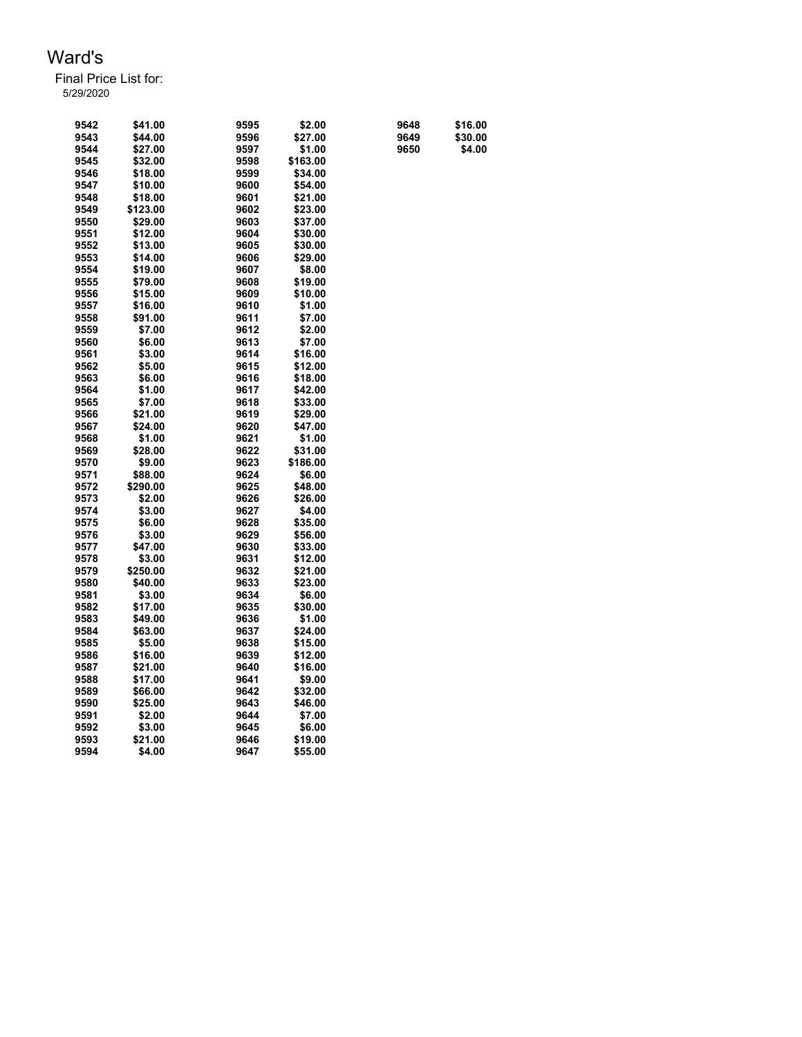# Ward's

Final Price List for:
5/29/2020

| | | | | | |
|---|---|---|---|---|---|
| 9542 | $41.00 | 9595 | $2.00 | 9648 | $16.00 |
| 9543 | $44.00 | 9596 | $27.00 | 9649 | $30.00 |
| 9544 | $27.00 | 9597 | $1.00 | 9650 | $4.00 |
| 9545 | $32.00 | 9598 | $163.00 | | |
| 9546 | $18.00 | 9599 | $34.00 | | |
| 9547 | $10.00 | 9600 | $54.00 | | |
| 9548 | $18.00 | 9601 | $21.00 | | |
| 9549 | $123.00 | 9602 | $23.00 | | |
| 9550 | $29.00 | 9603 | $37.00 | | |
| 9551 | $12.00 | 9604 | $30.00 | | |
| 9552 | $13.00 | 9605 | $30.00 | | |
| 9553 | $14.00 | 9606 | $29.00 | | |
| 9554 | $19.00 | 9607 | $8.00 | | |
| 9555 | $79.00 | 9608 | $19.00 | | |
| 9556 | $15.00 | 9609 | $10.00 | | |
| 9557 | $16.00 | 9610 | $1.00 | | |
| 9558 | $91.00 | 9611 | $7.00 | | |
| 9559 | $7.00 | 9612 | $2.00 | | |
| 9560 | $6.00 | 9613 | $7.00 | | |
| 9561 | $3.00 | 9614 | $16.00 | | |
| 9562 | $5.00 | 9615 | $12.00 | | |
| 9563 | $6.00 | 9616 | $18.00 | | |
| 9564 | $1.00 | 9617 | $42.00 | | |
| 9565 | $7.00 | 9618 | $33.00 | | |
| 9566 | $21.00 | 9619 | $29.00 | | |
| 9567 | $24.00 | 9620 | $47.00 | | |
| 9568 | $1.00 | 9621 | $1.00 | | |
| 9569 | $28.00 | 9622 | $31.00 | | |
| 9570 | $9.00 | 9623 | $186.00 | | |
| 9571 | $88.00 | 9624 | $6.00 | | |
| 9572 | $290.00 | 9625 | $48.00 | | |
| 9573 | $2.00 | 9626 | $26.00 | | |
| 9574 | $3.00 | 9627 | $4.00 | | |
| 9575 | $6.00 | 9628 | $35.00 | | |
| 9576 | $3.00 | 9629 | $56.00 | | |
| 9577 | $47.00 | 9630 | $33.00 | | |
| 9578 | $3.00 | 9631 | $12.00 | | |
| 9579 | $250.00 | 9632 | $21.00 | | |
| 9580 | $40.00 | 9633 | $23.00 | | |
| 9581 | $3.00 | 9634 | $6.00 | | |
| 9582 | $17.00 | 9635 | $30.00 | | |
| 9583 | $49.00 | 9636 | $1.00 | | |
| 9584 | $63.00 | 9637 | $24.00 | | |
| 9585 | $5.00 | 9638 | $15.00 | | |
| 9586 | $16.00 | 9639 | $12.00 | | |
| 9587 | $21.00 | 9640 | $16.00 | | |
| 9588 | $17.00 | 9641 | $9.00 | | |
| 9589 | $66.00 | 9642 | $32.00 | | |
| 9590 | $25.00 | 9643 | $46.00 | | |
| 9591 | $2.00 | 9644 | $7.00 | | |
| 9592 | $3.00 | 9645 | $6.00 | | |
| 9593 | $21.00 | 9646 | $19.00 | | |
| 9594 | $4.00 | 9647 | $55.00 | | |